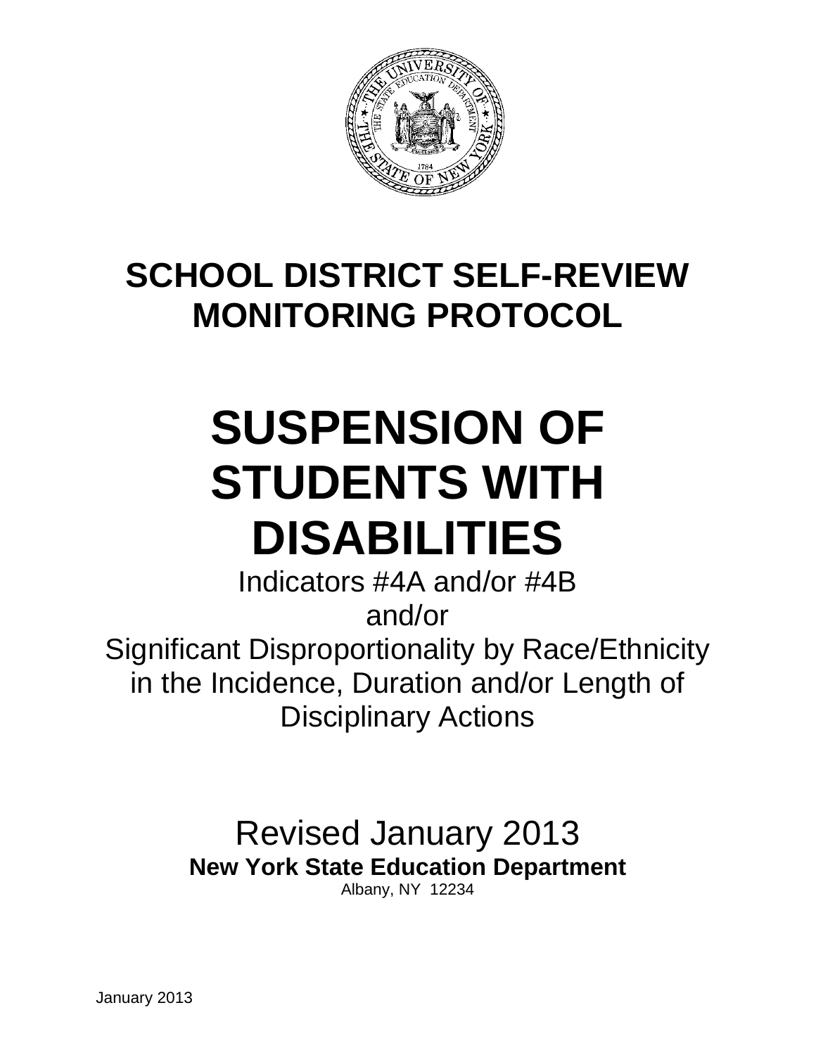# SCHOOL DISTRICT SELF-REVIEW MONITORING PROTOCOL

# SUSPENSION OF STUDENTS WITH DISABILITIES

Indicators #4A and/or #4B
and/or
Significant Disproportionality by Race/Ethnicity in the Incidence, Duration and/or Length of Disciplinary Actions

Revised January 2013

**New York State Education Department**

Albany, NY 12234

January 2013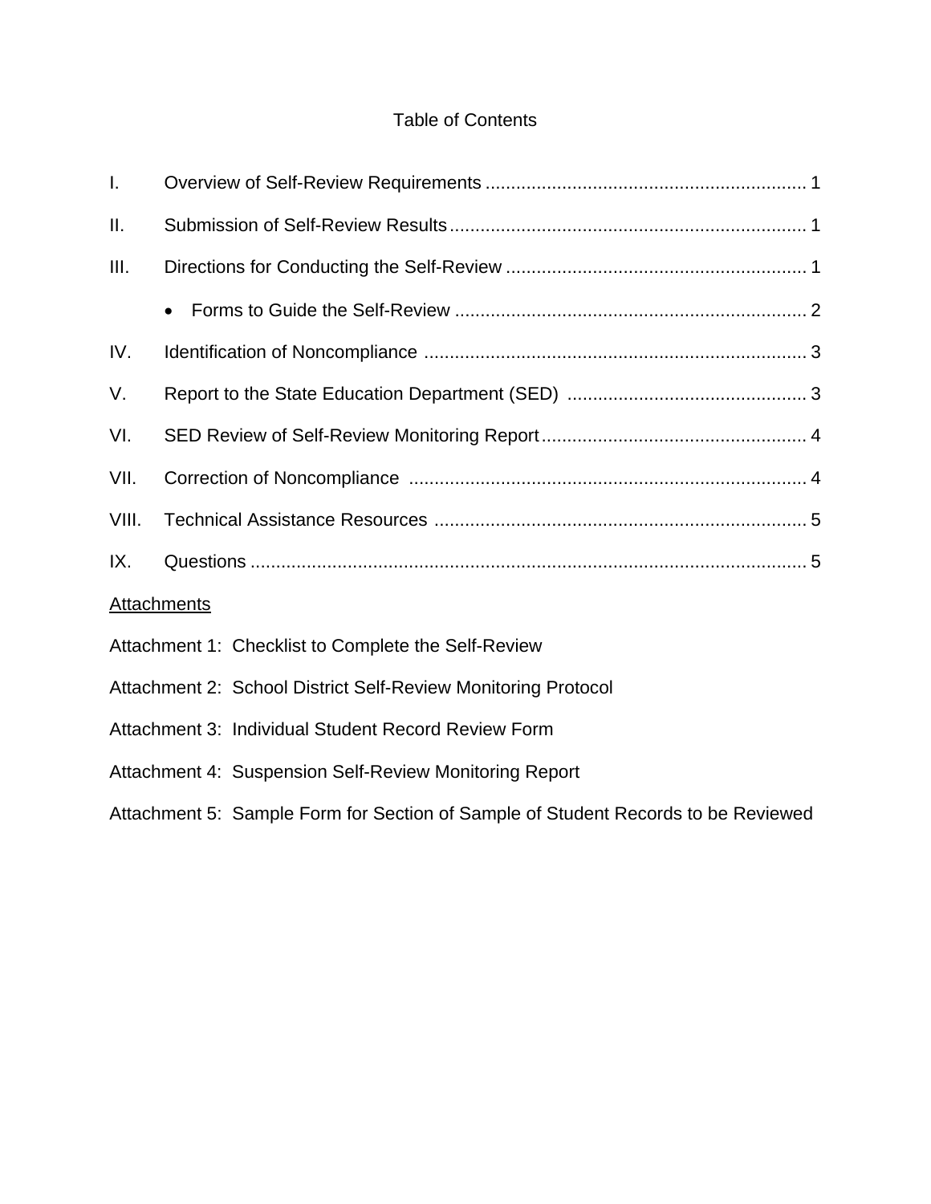# Table of Contents

I. Overview of Self-Review Requirements .............................................................. 1

II. Submission of Self-Review Results ...................................................................... 1

III. Directions for Conducting the Self-Review .......................................................... 1

- Forms to Guide the Self-Review ..................................................................... 2

IV. Identification of Noncompliance .......................................................................... 3

V. Report to the State Education Department (SED) .............................................. 3

VI. SED Review of Self-Review Monitoring Report .................................................... 4

VII. Correction of Noncompliance ............................................................................. 4

VIII. Technical Assistance Resources ......................................................................... 5

IX. Questions ............................................................................................................ 5

<u>Attachments</u>

Attachment 1: Checklist to Complete the Self-Review

Attachment 2: School District Self-Review Monitoring Protocol

Attachment 3: Individual Student Record Review Form

Attachment 4: Suspension Self-Review Monitoring Report

Attachment 5: Sample Form for Section of Sample of Student Records to be Reviewed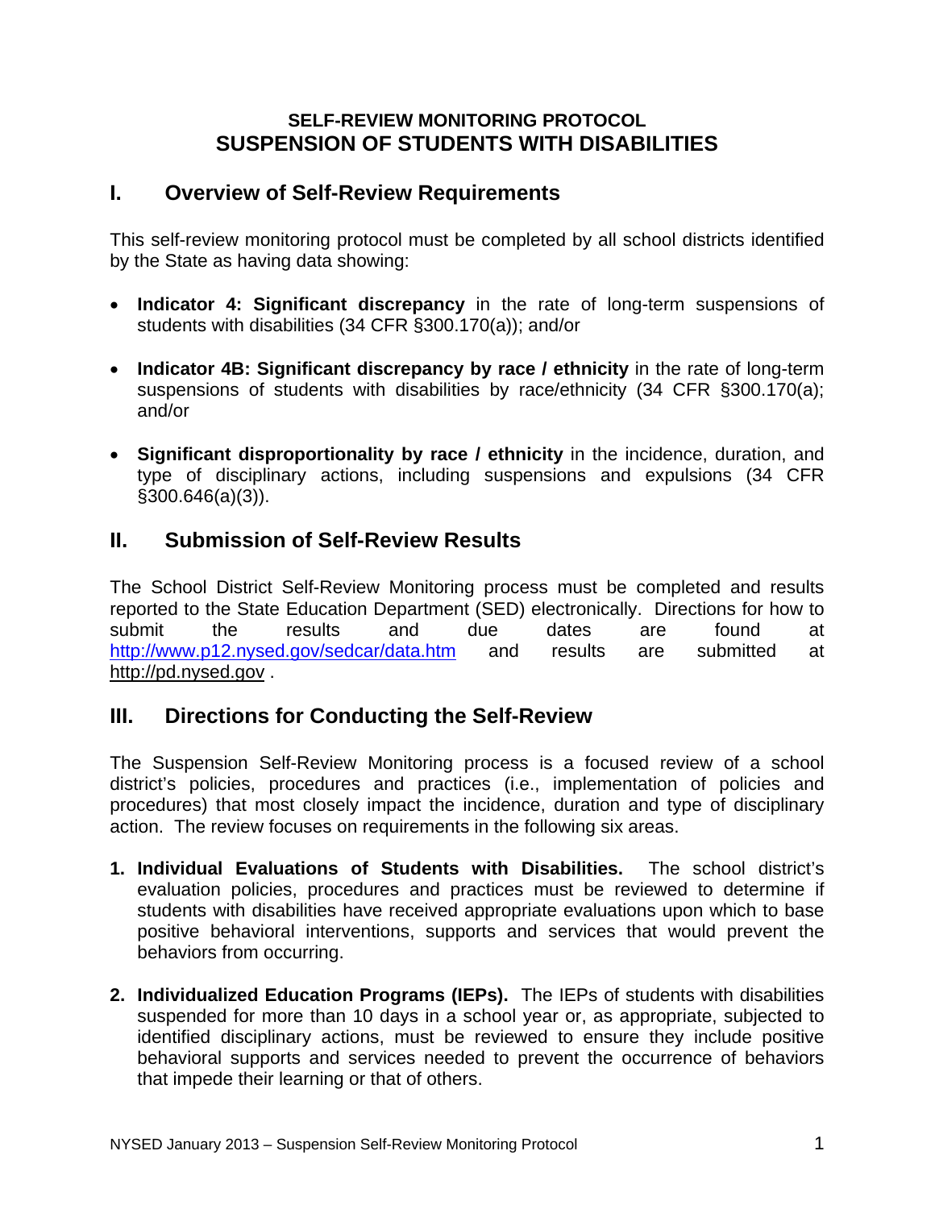**SELF-REVIEW MONITORING PROTOCOL**

# SUSPENSION OF STUDENTS WITH DISABILITIES

## I. Overview of Self-Review Requirements

This self-review monitoring protocol must be completed by all school districts identified by the State as having data showing:

- **Indicator 4: Significant discrepancy** in the rate of long-term suspensions of students with disabilities (34 CFR §300.170(a)); and/or
- **Indicator 4B: Significant discrepancy by race / ethnicity** in the rate of long-term suspensions of students with disabilities by race/ethnicity (34 CFR §300.170(a); and/or
- **Significant disproportionality by race / ethnicity** in the incidence, duration, and type of disciplinary actions, including suspensions and expulsions (34 CFR §300.646(a)(3)).

## II. Submission of Self-Review Results

The School District Self-Review Monitoring process must be completed and results reported to the State Education Department (SED) electronically. Directions for how to submit the results and due dates are found at http://www.p12.nysed.gov/sedcar/data.htm and results are submitted at http://pd.nysed.gov .

## III. Directions for Conducting the Self-Review

The Suspension Self-Review Monitoring process is a focused review of a school district's policies, procedures and practices (i.e., implementation of policies and procedures) that most closely impact the incidence, duration and type of disciplinary action. The review focuses on requirements in the following six areas.

1. **Individual Evaluations of Students with Disabilities.** The school district's evaluation policies, procedures and practices must be reviewed to determine if students with disabilities have received appropriate evaluations upon which to base positive behavioral interventions, supports and services that would prevent the behaviors from occurring.
2. **Individualized Education Programs (IEPs).** The IEPs of students with disabilities suspended for more than 10 days in a school year or, as appropriate, subjected to identified disciplinary actions, must be reviewed to ensure they include positive behavioral supports and services needed to prevent the occurrence of behaviors that impede their learning or that of others.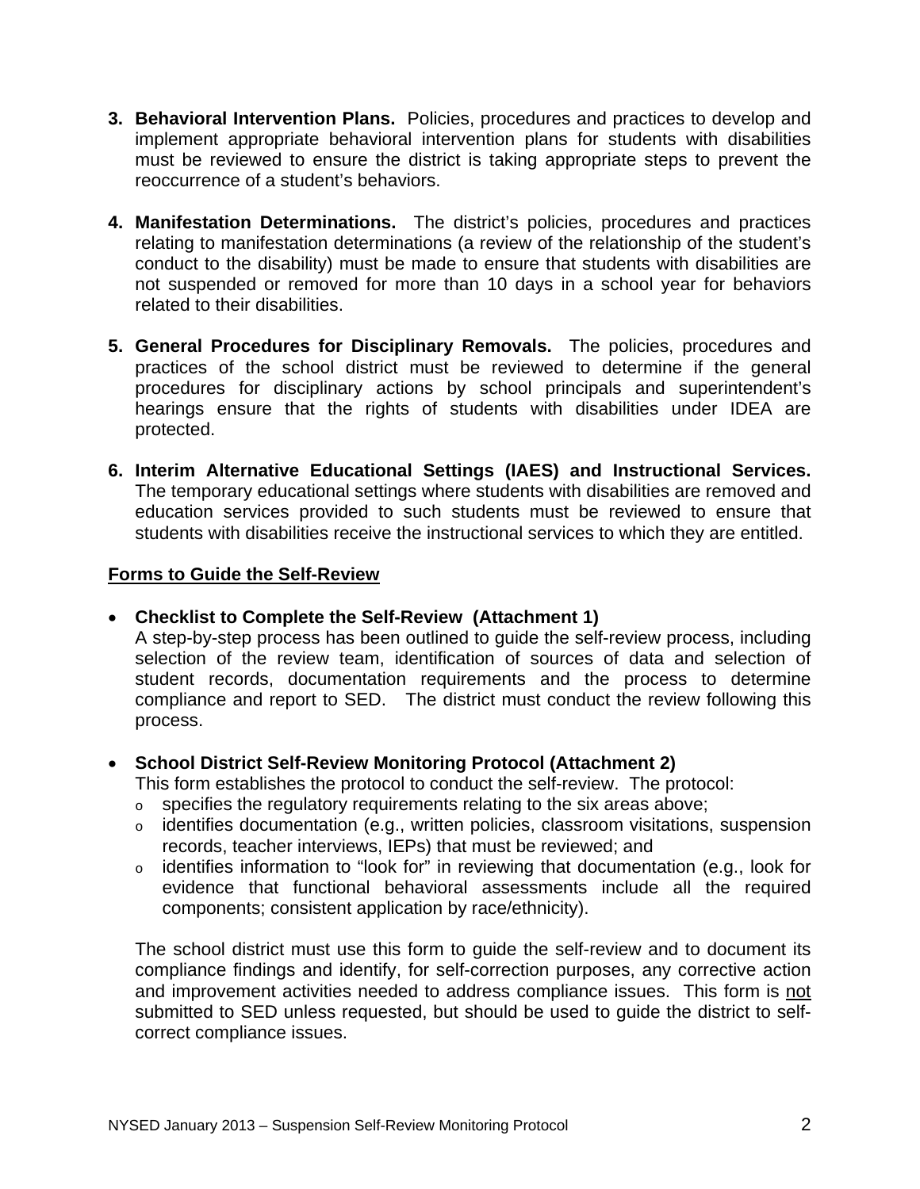3. **Behavioral Intervention Plans.** Policies, procedures and practices to develop and implement appropriate behavioral intervention plans for students with disabilities must be reviewed to ensure the district is taking appropriate steps to prevent the reoccurrence of a student's behaviors.

4. **Manifestation Determinations.** The district's policies, procedures and practices relating to manifestation determinations (a review of the relationship of the student's conduct to the disability) must be made to ensure that students with disabilities are not suspended or removed for more than 10 days in a school year for behaviors related to their disabilities.

5. **General Procedures for Disciplinary Removals.** The policies, procedures and practices of the school district must be reviewed to determine if the general procedures for disciplinary actions by school principals and superintendent's hearings ensure that the rights of students with disabilities under IDEA are protected.

6. **Interim Alternative Educational Settings (IAES) and Instructional Services.** The temporary educational settings where students with disabilities are removed and education services provided to such students must be reviewed to ensure that students with disabilities receive the instructional services to which they are entitled.

**Forms to Guide the Self-Review**

- **Checklist to Complete the Self-Review (Attachment 1)**
  A step-by-step process has been outlined to guide the self-review process, including selection of the review team, identification of sources of data and selection of student records, documentation requirements and the process to determine compliance and report to SED. The district must conduct the review following this process.

- **School District Self-Review Monitoring Protocol (Attachment 2)**
  This form establishes the protocol to conduct the self-review. The protocol:
  - specifies the regulatory requirements relating to the six areas above;
  - identifies documentation (e.g., written policies, classroom visitations, suspension records, teacher interviews, IEPs) that must be reviewed; and
  - identifies information to "look for" in reviewing that documentation (e.g., look for evidence that functional behavioral assessments include all the required components; consistent application by race/ethnicity).

  The school district must use this form to guide the self-review and to document its compliance findings and identify, for self-correction purposes, any corrective action and improvement activities needed to address compliance issues. This form is not submitted to SED unless requested, but should be used to guide the district to self-correct compliance issues.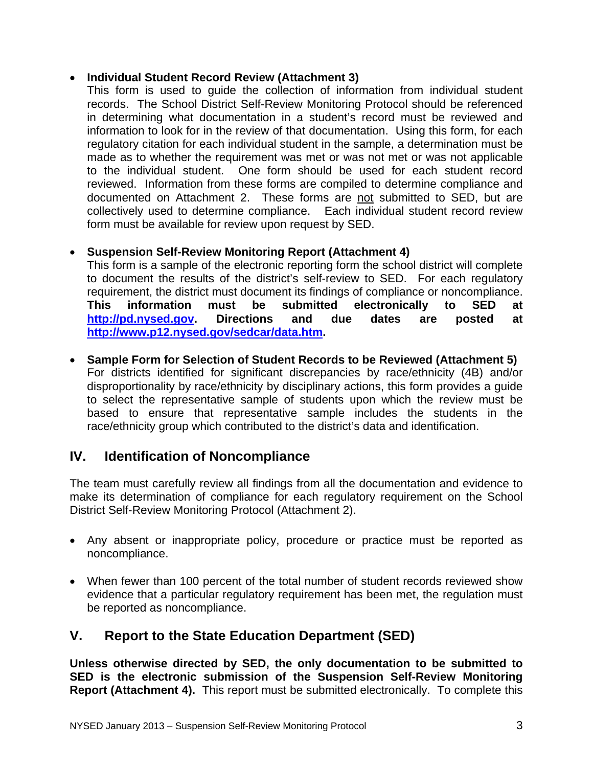- **Individual Student Record Review (Attachment 3)**
  This form is used to guide the collection of information from individual student records. The School District Self-Review Monitoring Protocol should be referenced in determining what documentation in a student's record must be reviewed and information to look for in the review of that documentation. Using this form, for each regulatory citation for each individual student in the sample, a determination must be made as to whether the requirement was met or was not met or was not applicable to the individual student. One form should be used for each student record reviewed. Information from these forms are compiled to determine compliance and documented on Attachment 2. These forms are not submitted to SED, but are collectively used to determine compliance. Each individual student record review form must be available for review upon request by SED.

- **Suspension Self-Review Monitoring Report (Attachment 4)**
  This form is a sample of the electronic reporting form the school district will complete to document the results of the district's self-review to SED. For each regulatory requirement, the district must document its findings of compliance or noncompliance. **This information must be submitted electronically to SED at http://pd.nysed.gov. Directions and due dates are posted at http://www.p12.nysed.gov/sedcar/data.htm.**

- **Sample Form for Selection of Student Records to be Reviewed (Attachment 5)**
  For districts identified for significant discrepancies by race/ethnicity (4B) and/or disproportionality by race/ethnicity by disciplinary actions, this form provides a guide to select the representative sample of students upon which the review must be based to ensure that representative sample includes the students in the race/ethnicity group which contributed to the district's data and identification.

## IV. Identification of Noncompliance

The team must carefully review all findings from all the documentation and evidence to make its determination of compliance for each regulatory requirement on the School District Self-Review Monitoring Protocol (Attachment 2).

- Any absent or inappropriate policy, procedure or practice must be reported as noncompliance.

- When fewer than 100 percent of the total number of student records reviewed show evidence that a particular regulatory requirement has been met, the regulation must be reported as noncompliance.

## V. Report to the State Education Department (SED)

**Unless otherwise directed by SED, the only documentation to be submitted to SED is the electronic submission of the Suspension Self-Review Monitoring Report (Attachment 4).** This report must be submitted electronically. To complete this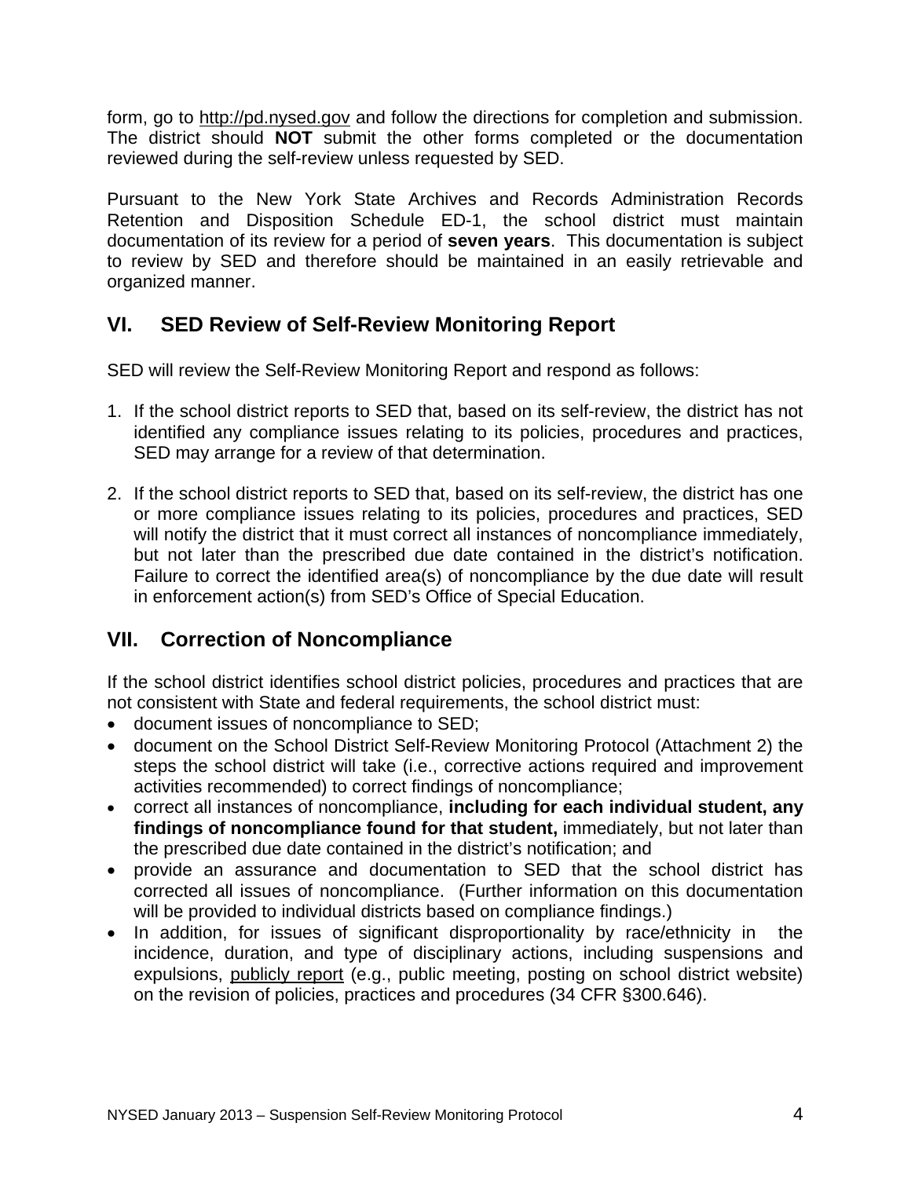form, go to http://pd.nysed.gov and follow the directions for completion and submission. The district should **NOT** submit the other forms completed or the documentation reviewed during the self-review unless requested by SED.

Pursuant to the New York State Archives and Records Administration Records Retention and Disposition Schedule ED-1, the school district must maintain documentation of its review for a period of **seven years**. This documentation is subject to review by SED and therefore should be maintained in an easily retrievable and organized manner.

## VI. SED Review of Self-Review Monitoring Report

SED will review the Self-Review Monitoring Report and respond as follows:

1. If the school district reports to SED that, based on its self-review, the district has not identified any compliance issues relating to its policies, procedures and practices, SED may arrange for a review of that determination.

2. If the school district reports to SED that, based on its self-review, the district has one or more compliance issues relating to its policies, procedures and practices, SED will notify the district that it must correct all instances of noncompliance immediately, but not later than the prescribed due date contained in the district's notification. Failure to correct the identified area(s) of noncompliance by the due date will result in enforcement action(s) from SED's Office of Special Education.

## VII. Correction of Noncompliance

If the school district identifies school district policies, procedures and practices that are not consistent with State and federal requirements, the school district must:

- document issues of noncompliance to SED;
- document on the School District Self-Review Monitoring Protocol (Attachment 2) the steps the school district will take (i.e., corrective actions required and improvement activities recommended) to correct findings of noncompliance;
- correct all instances of noncompliance, **including for each individual student, any findings of noncompliance found for that student,** immediately, but not later than the prescribed due date contained in the district's notification; and
- provide an assurance and documentation to SED that the school district has corrected all issues of noncompliance. (Further information on this documentation will be provided to individual districts based on compliance findings.)
- In addition, for issues of significant disproportionality by race/ethnicity in the incidence, duration, and type of disciplinary actions, including suspensions and expulsions, publicly report (e.g., public meeting, posting on school district website) on the revision of policies, practices and procedures (34 CFR §300.646).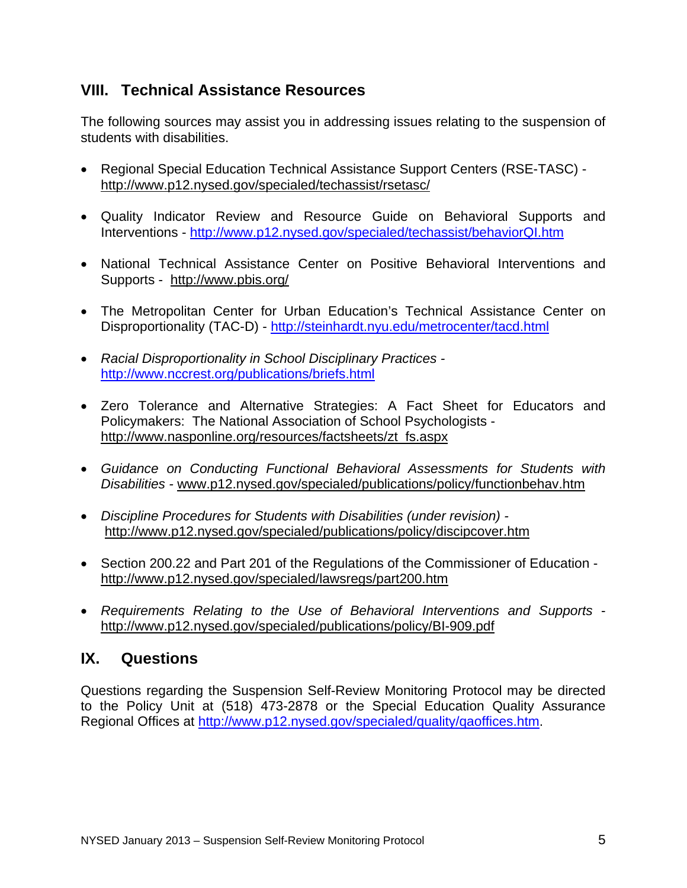## VIII. Technical Assistance Resources

The following sources may assist you in addressing issues relating to the suspension of students with disabilities.

- Regional Special Education Technical Assistance Support Centers (RSE-TASC) - http://www.p12.nysed.gov/specialed/techassist/rsetasc/
- Quality Indicator Review and Resource Guide on Behavioral Supports and Interventions - http://www.p12.nysed.gov/specialed/techassist/behaviorQI.htm
- National Technical Assistance Center on Positive Behavioral Interventions and Supports - http://www.pbis.org/
- The Metropolitan Center for Urban Education's Technical Assistance Center on Disproportionality (TAC-D) - http://steinhardt.nyu.edu/metrocenter/tacd.html
- *Racial Disproportionality in School Disciplinary Practices* - http://www.nccrest.org/publications/briefs.html
- Zero Tolerance and Alternative Strategies: A Fact Sheet for Educators and Policymakers: The National Association of School Psychologists - http://www.nasponline.org/resources/factsheets/zt_fs.aspx
- *Guidance on Conducting Functional Behavioral Assessments for Students with Disabilities* - www.p12.nysed.gov/specialed/publications/policy/functionbehav.htm
- *Discipline Procedures for Students with Disabilities (under revision)* - http://www.p12.nysed.gov/specialed/publications/policy/discipcover.htm
- Section 200.22 and Part 201 of the Regulations of the Commissioner of Education - http://www.p12.nysed.gov/specialed/lawsregs/part200.htm
- *Requirements Relating to the Use of Behavioral Interventions and Supports* - http://www.p12.nysed.gov/specialed/publications/policy/BI-909.pdf

## IX. Questions

Questions regarding the Suspension Self-Review Monitoring Protocol may be directed to the Policy Unit at (518) 473-2878 or the Special Education Quality Assurance Regional Offices at http://www.p12.nysed.gov/specialed/quality/qaoffices.htm.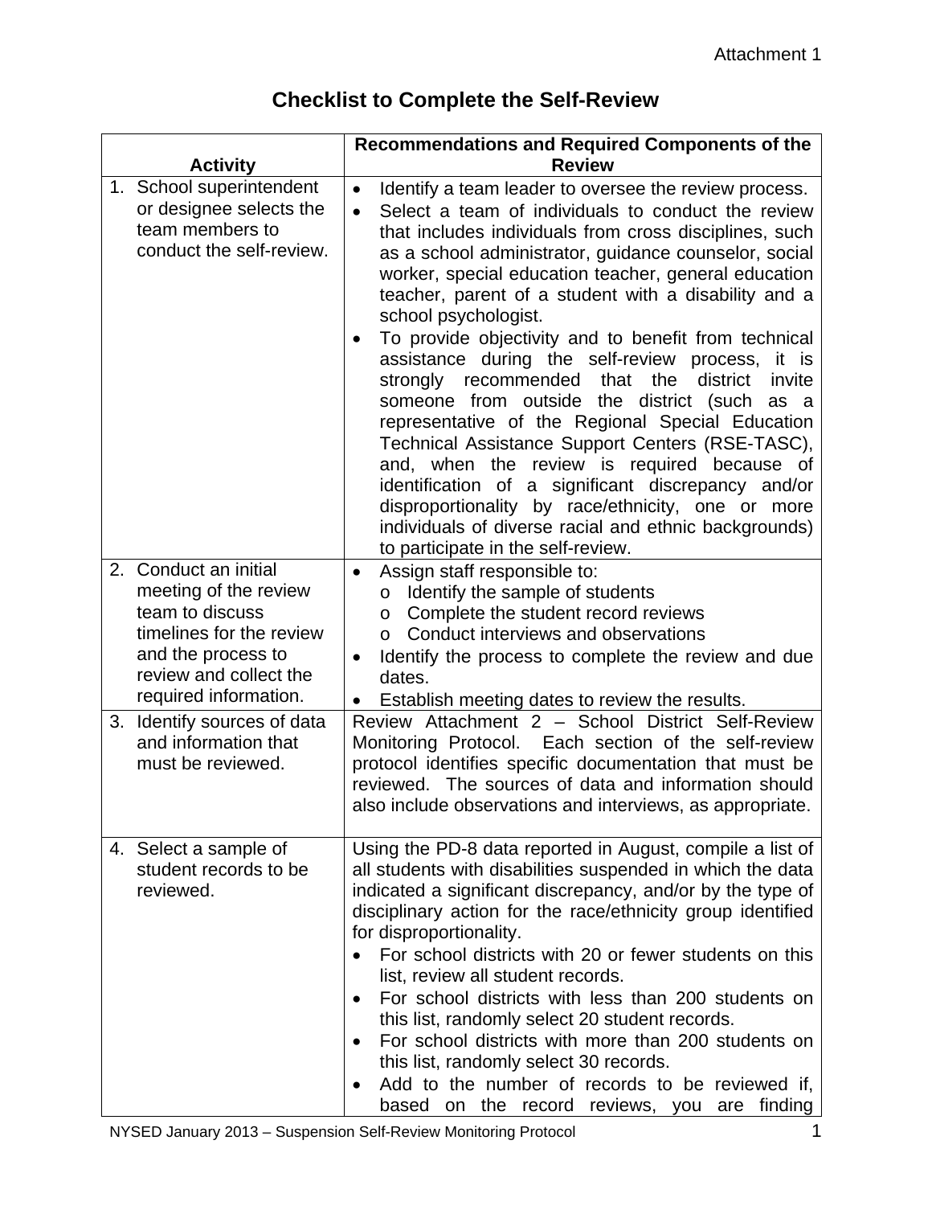Attachment 1

# Checklist to Complete the Self-Review

| Activity | Recommendations and Required Components of the Review |
|---|---|
| 1. School superintendent or designee selects the team members to conduct the self-review. | • Identify a team leader to oversee the review process.<br>• Select a team of individuals to conduct the review that includes individuals from cross disciplines, such as a school administrator, guidance counselor, social worker, special education teacher, general education teacher, parent of a student with a disability and a school psychologist.<br>• To provide objectivity and to benefit from technical assistance during the self-review process, it is strongly recommended that the district invite someone from outside the district (such as a representative of the Regional Special Education Technical Assistance Support Centers (RSE-TASC), and, when the review is required because of identification of a significant discrepancy and/or disproportionality by race/ethnicity, one or more individuals of diverse racial and ethnic backgrounds) to participate in the self-review. |
| 2. Conduct an initial meeting of the review team to discuss timelines for the review and the process to review and collect the required information. | • Assign staff responsible to:<br>  o Identify the sample of students<br>  o Complete the student record reviews<br>  o Conduct interviews and observations<br>• Identify the process to complete the review and due dates.<br>• Establish meeting dates to review the results. |
| 3. Identify sources of data and information that must be reviewed. | Review Attachment 2 – School District Self-Review Monitoring Protocol. Each section of the self-review protocol identifies specific documentation that must be reviewed. The sources of data and information should also include observations and interviews, as appropriate. |
| 4. Select a sample of student records to be reviewed. | Using the PD-8 data reported in August, compile a list of all students with disabilities suspended in which the data indicated a significant discrepancy, and/or by the type of disciplinary action for the race/ethnicity group identified for disproportionality.<br>• For school districts with 20 or fewer students on this list, review all student records.<br>• For school districts with less than 200 students on this list, randomly select 20 student records.<br>• For school districts with more than 200 students on this list, randomly select 30 records.<br>• Add to the number of records to be reviewed if, based on the record reviews, you are finding |

NYSED January 2013 – Suspension Self-Review Monitoring Protocol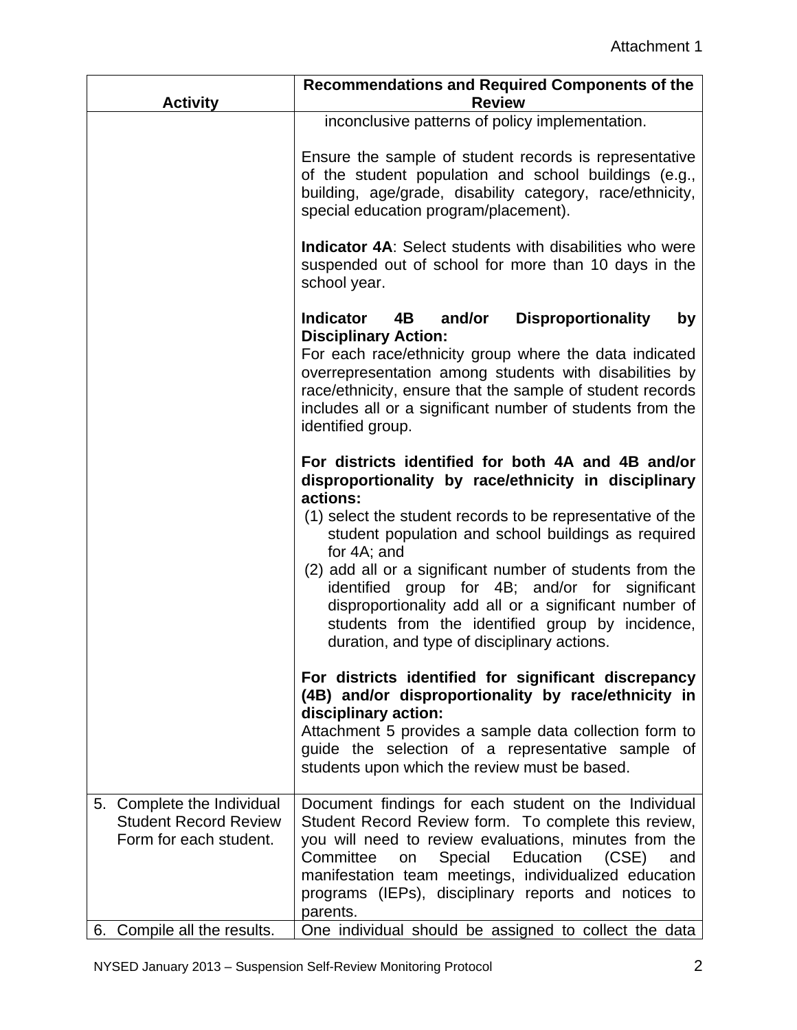| Activity | Recommendations and Required Components of the Review |
|---|---|
| | inconclusive patterns of policy implementation.<br><br>Ensure the sample of student records is representative of the student population and school buildings (e.g., building, age/grade, disability category, race/ethnicity, special education program/placement).<br><br>**Indicator 4A**: Select students with disabilities who were suspended out of school for more than 10 days in the school year.<br><br>**Indicator 4B and/or Disproportionality by Disciplinary Action:**<br>For each race/ethnicity group where the data indicated overrepresentation among students with disabilities by race/ethnicity, ensure that the sample of student records includes all or a significant number of students from the identified group.<br><br>**For districts identified for both 4A and 4B and/or disproportionality by race/ethnicity in disciplinary actions:**<br>(1) select the student records to be representative of the student population and school buildings as required for 4A; and<br>(2) add all or a significant number of students from the identified group for 4B; and/or for significant disproportionality add all or a significant number of students from the identified group by incidence, duration, and type of disciplinary actions.<br><br>**For districts identified for significant discrepancy (4B) and/or disproportionality by race/ethnicity in disciplinary action:**<br>Attachment 5 provides a sample data collection form to guide the selection of a representative sample of students upon which the review must be based. |
| 5. Complete the Individual Student Record Review Form for each student. | Document findings for each student on the Individual Student Record Review form. To complete this review, you will need to review evaluations, minutes from the Committee on Special Education (CSE) and manifestation team meetings, individualized education programs (IEPs), disciplinary reports and notices to parents. |
| 6. Compile all the results. | One individual should be assigned to collect the data |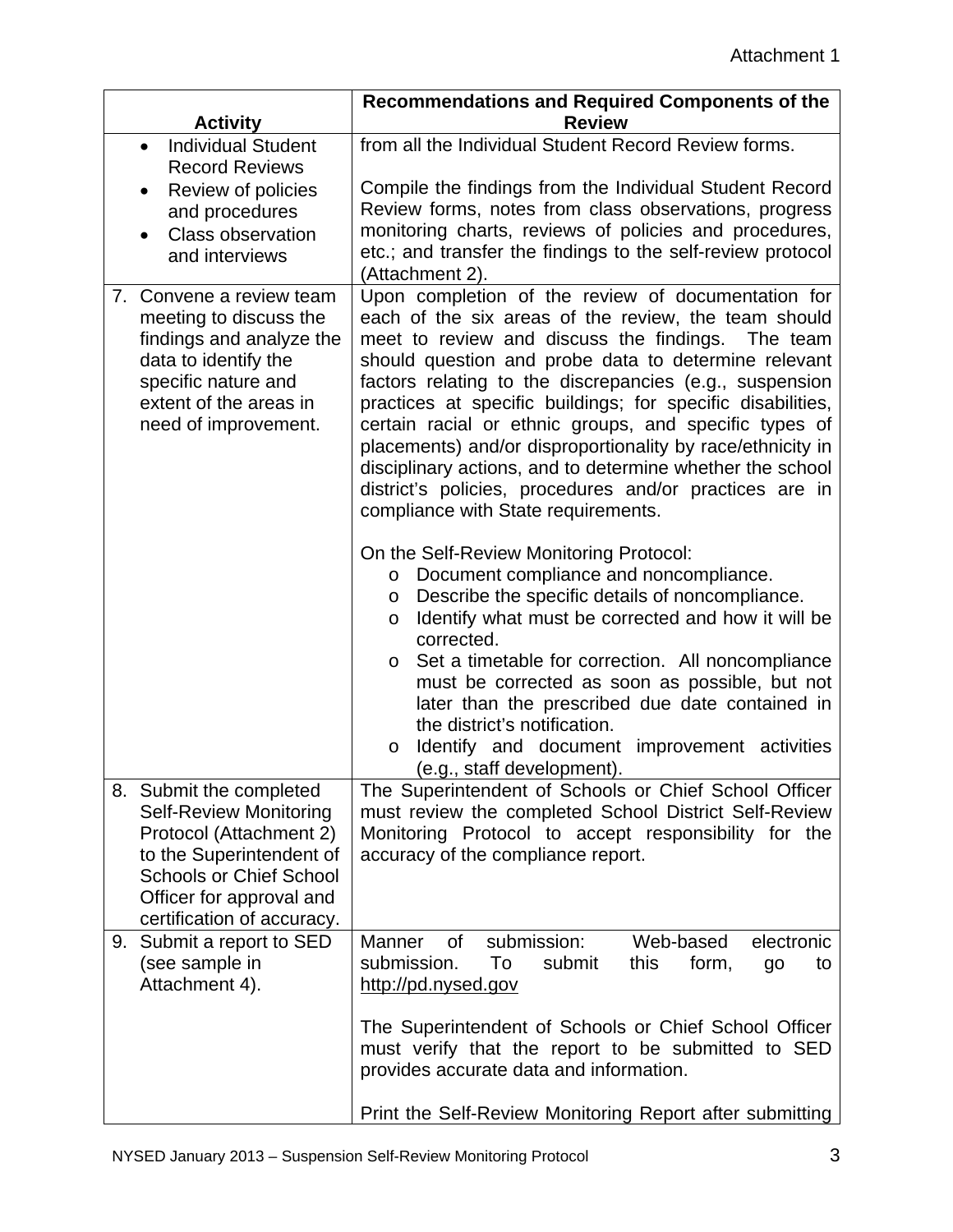Attachment 1

| Activity | Recommendations and Required Components of the Review |
|---|---|
| • Individual Student Record Reviews<br>• Review of policies and procedures<br>• Class observation and interviews | from all the Individual Student Record Review forms.<br><br>Compile the findings from the Individual Student Record Review forms, notes from class observations, progress monitoring charts, reviews of policies and procedures, etc.; and transfer the findings to the self-review protocol (Attachment 2). |
| 7. Convene a review team meeting to discuss the findings and analyze the data to identify the specific nature and extent of the areas in need of improvement. | Upon completion of the review of documentation for each of the six areas of the review, the team should meet to review and discuss the findings. The team should question and probe data to determine relevant factors relating to the discrepancies (e.g., suspension practices at specific buildings; for specific disabilities, certain racial or ethnic groups, and specific types of placements) and/or disproportionality by race/ethnicity in disciplinary actions, and to determine whether the school district's policies, procedures and/or practices are in compliance with State requirements.<br><br>On the Self-Review Monitoring Protocol:<br>o Document compliance and noncompliance.<br>o Describe the specific details of noncompliance.<br>o Identify what must be corrected and how it will be corrected.<br>o Set a timetable for correction. All noncompliance must be corrected as soon as possible, but not later than the prescribed due date contained in the district's notification.<br>o Identify and document improvement activities (e.g., staff development). |
| 8. Submit the completed Self-Review Monitoring Protocol (Attachment 2) to the Superintendent of Schools or Chief School Officer for approval and certification of accuracy. | The Superintendent of Schools or Chief School Officer must review the completed School District Self-Review Monitoring Protocol to accept responsibility for the accuracy of the compliance report. |
| 9. Submit a report to SED (see sample in Attachment 4). | Manner of submission: Web-based electronic submission. To submit this form, go to http://pd.nysed.gov<br><br>The Superintendent of Schools or Chief School Officer must verify that the report to be submitted to SED provides accurate data and information.<br><br>Print the Self-Review Monitoring Report after submitting |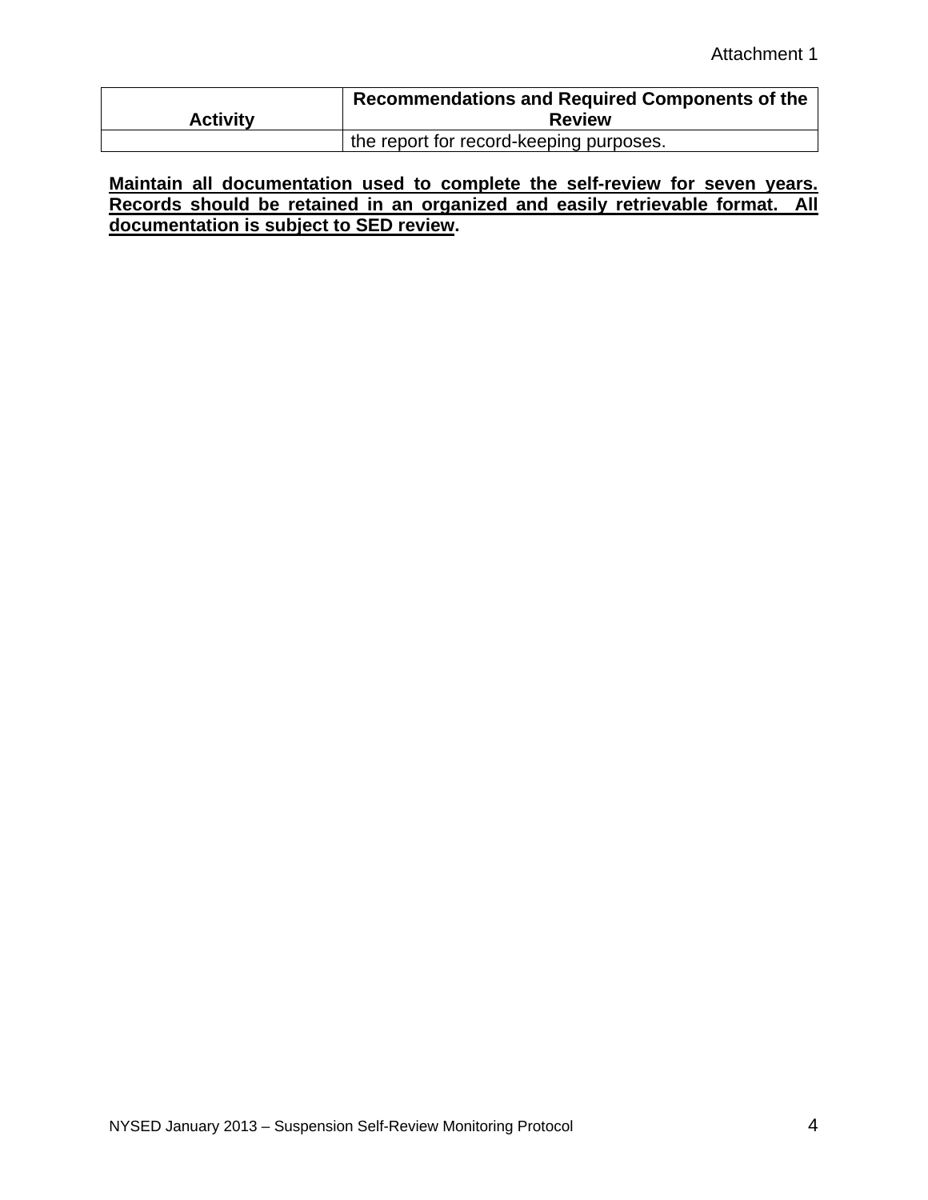| Activity | Recommendations and Required Components of the Review |
|---|---|
| | the report for record-keeping purposes. |

**Maintain all documentation used to complete the self-review for seven years. Records should be retained in an organized and easily retrievable format. All documentation is subject to SED review.**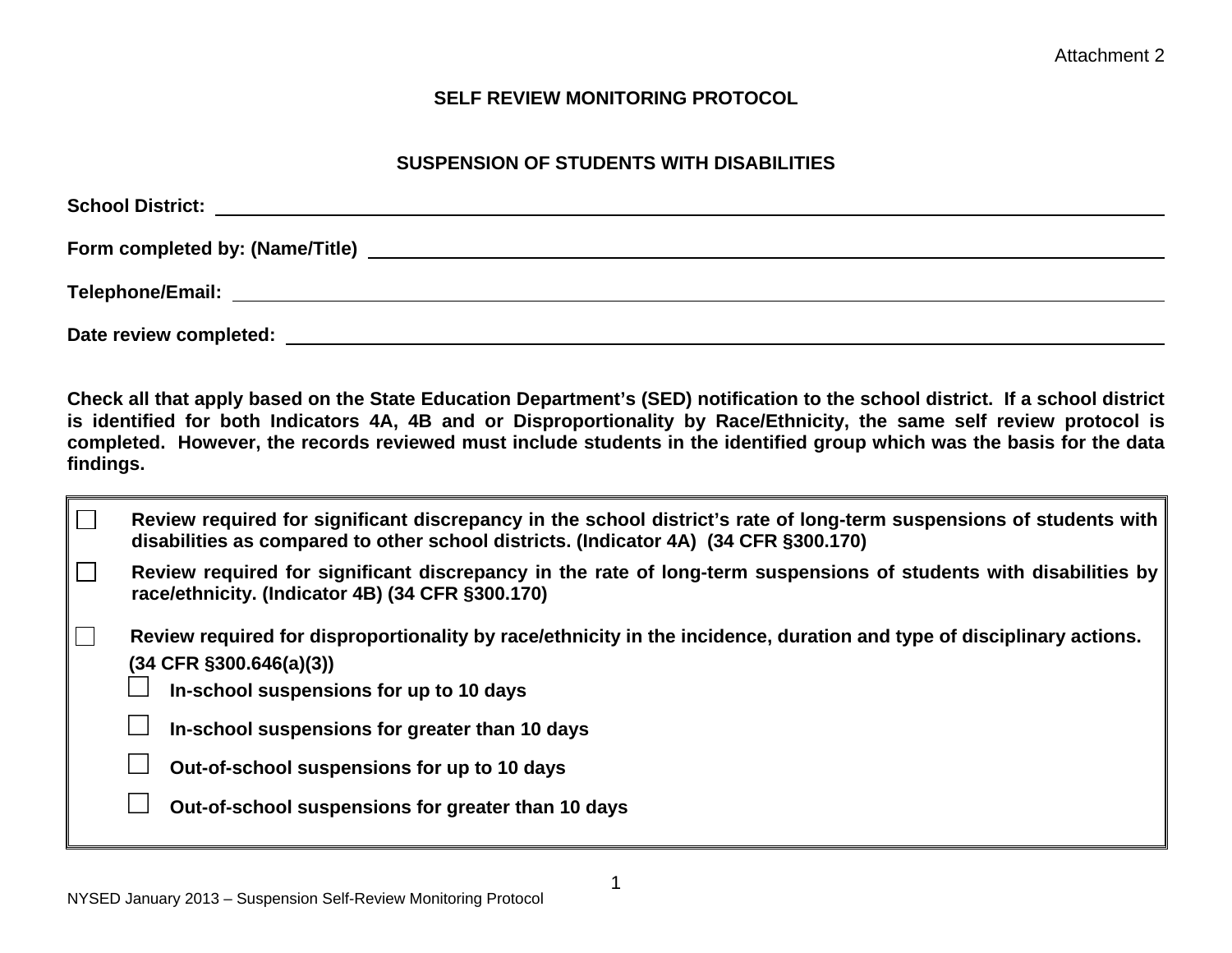Attachment 2

# SELF REVIEW MONITORING PROTOCOL

## SUSPENSION OF STUDENTS WITH DISABILITIES

**School District:** ____________________

**Form completed by: (Name/Title)** ____________________

**Telephone/Email:** ____________________

**Date review completed:** ____________________

**Check all that apply based on the State Education Department's (SED) notification to the school district. If a school district is identified for both Indicators 4A, 4B and or Disproportionality by Race/Ethnicity, the same self review protocol is completed. However, the records reviewed must include students in the identified group which was the basis for the data findings.**

- ☐ **Review required for significant discrepancy in the school district's rate of long-term suspensions of students with disabilities as compared to other school districts. (Indicator 4A) (34 CFR §300.170)**
- ☐ **Review required for significant discrepancy in the rate of long-term suspensions of students with disabilities by race/ethnicity. (Indicator 4B) (34 CFR §300.170)**
- ☐ **Review required for disproportionality by race/ethnicity in the incidence, duration and type of disciplinary actions. (34 CFR §300.646(a)(3))**
  - ☐ **In-school suspensions for up to 10 days**
  - ☐ **In-school suspensions for greater than 10 days**
  - ☐ **Out-of-school suspensions for up to 10 days**
  - ☐ **Out-of-school suspensions for greater than 10 days**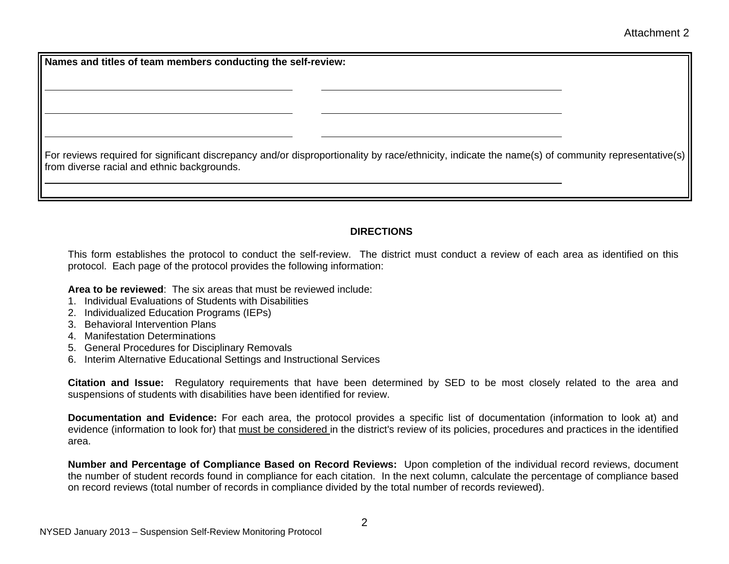Attachment 2

**Names and titles of team members conducting the self-review:**

\_\_\_\_\_\_\_\_\_\_\_\_\_\_\_\_\_\_\_\_\_\_\_\_\_\_\_\_\_\_\_\_\_\_\_\_\_\_\_\_ \_\_\_\_\_\_\_\_\_\_\_\_\_\_\_\_\_\_\_\_\_\_\_\_\_\_\_\_\_\_\_\_\_\_\_\_\_\_\_\_

\_\_\_\_\_\_\_\_\_\_\_\_\_\_\_\_\_\_\_\_\_\_\_\_\_\_\_\_\_\_\_\_\_\_\_\_\_\_\_\_ \_\_\_\_\_\_\_\_\_\_\_\_\_\_\_\_\_\_\_\_\_\_\_\_\_\_\_\_\_\_\_\_\_\_\_\_\_\_\_\_

\_\_\_\_\_\_\_\_\_\_\_\_\_\_\_\_\_\_\_\_\_\_\_\_\_\_\_\_\_\_\_\_\_\_\_\_\_\_\_\_ \_\_\_\_\_\_\_\_\_\_\_\_\_\_\_\_\_\_\_\_\_\_\_\_\_\_\_\_\_\_\_\_\_\_\_\_\_\_\_\_

For reviews required for significant discrepancy and/or disproportionality by race/ethnicity, indicate the name(s) of community representative(s) from diverse racial and ethnic backgrounds.

\_\_\_\_\_\_\_\_\_\_\_\_\_\_\_\_\_\_\_\_\_\_\_\_\_\_\_\_\_\_\_\_\_\_\_\_\_\_\_\_\_\_\_\_\_\_\_\_\_\_\_\_\_\_\_\_\_\_\_\_\_\_\_\_\_\_\_\_\_\_\_\_\_\_\_\_\_\_

## DIRECTIONS

This form establishes the protocol to conduct the self-review. The district must conduct a review of each area as identified on this protocol. Each page of the protocol provides the following information:

**Area to be reviewed**: The six areas that must be reviewed include:

1. Individual Evaluations of Students with Disabilities
2. Individualized Education Programs (IEPs)
3. Behavioral Intervention Plans
4. Manifestation Determinations
5. General Procedures for Disciplinary Removals
6. Interim Alternative Educational Settings and Instructional Services

**Citation and Issue:** Regulatory requirements that have been determined by SED to be most closely related to the area and suspensions of students with disabilities have been identified for review.

**Documentation and Evidence:** For each area, the protocol provides a specific list of documentation (information to look at) and evidence (information to look for) that <u>must be considered</u> in the district's review of its policies, procedures and practices in the identified area.

**Number and Percentage of Compliance Based on Record Reviews:** Upon completion of the individual record reviews, document the number of student records found in compliance for each citation. In the next column, calculate the percentage of compliance based on record reviews (total number of records in compliance divided by the total number of records reviewed).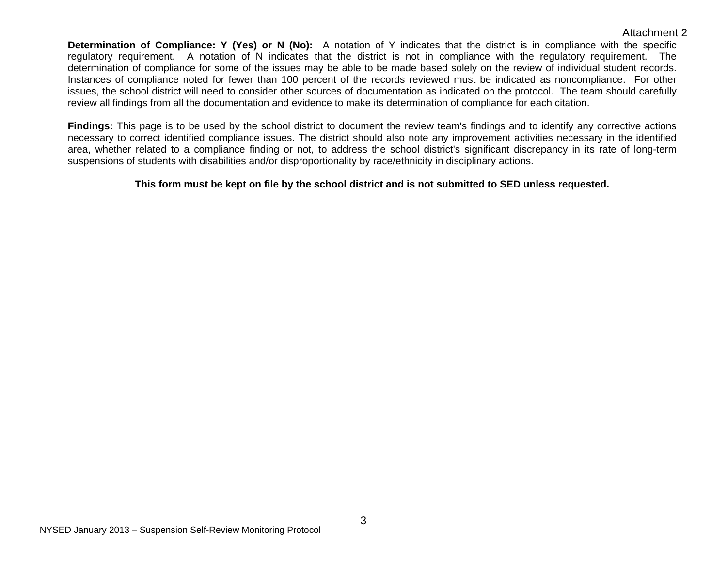Attachment 2

**Determination of Compliance: Y (Yes) or N (No):** A notation of Y indicates that the district is in compliance with the specific regulatory requirement. A notation of N indicates that the district is not in compliance with the regulatory requirement. The determination of compliance for some of the issues may be able to be made based solely on the review of individual student records. Instances of compliance noted for fewer than 100 percent of the records reviewed must be indicated as noncompliance. For other issues, the school district will need to consider other sources of documentation as indicated on the protocol. The team should carefully review all findings from all the documentation and evidence to make its determination of compliance for each citation.

**Findings:** This page is to be used by the school district to document the review team's findings and to identify any corrective actions necessary to correct identified compliance issues. The district should also note any improvement activities necessary in the identified area, whether related to a compliance finding or not, to address the school district's significant discrepancy in its rate of long-term suspensions of students with disabilities and/or disproportionality by race/ethnicity in disciplinary actions.

**This form must be kept on file by the school district and is not submitted to SED unless requested.**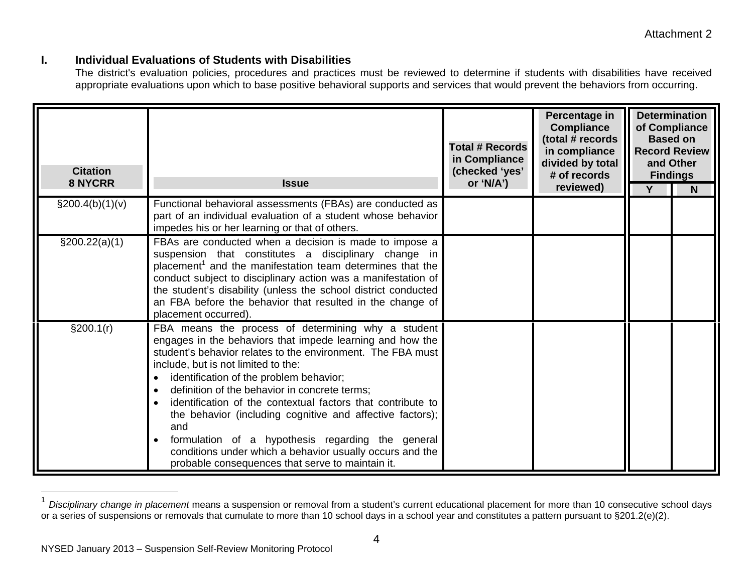Attachment 2

## I. Individual Evaluations of Students with Disabilities

The district's evaluation policies, procedures and practices must be reviewed to determine if students with disabilities have received appropriate evaluations upon which to base positive behavioral supports and services that would prevent the behaviors from occurring.

| Citation 8 NYCRR | Issue | Total # Records in Compliance (checked 'yes' or 'N/A') | Percentage in Compliance (total # records in compliance divided by total # of records reviewed) | Determination of Compliance Based on Record Review and Other Findings | |
|---|---|---|---|---|---|
| | | | | Y | N |
| §200.4(b)(1)(v) | Functional behavioral assessments (FBAs) are conducted as part of an individual evaluation of a student whose behavior impedes his or her learning or that of others. | | | | |
| §200.22(a)(1) | FBAs are conducted when a decision is made to impose a suspension that constitutes a disciplinary change in placement[1] and the manifestation team determines that the conduct subject to disciplinary action was a manifestation of the student's disability (unless the school district conducted an FBA before the behavior that resulted in the change of placement occurred). | | | | |
| §200.1(r) | FBA means the process of determining why a student engages in the behaviors that impede learning and how the student's behavior relates to the environment. The FBA must include, but is not limited to the: <br>• identification of the problem behavior; <br>• definition of the behavior in concrete terms; <br>• identification of the contextual factors that contribute to the behavior (including cognitive and affective factors); and <br>• formulation of a hypothesis regarding the general conditions under which a behavior usually occurs and the probable consequences that serve to maintain it. | | | | |

[1] *Disciplinary change in placement* means a suspension or removal from a student's current educational placement for more than 10 consecutive school days or a series of suspensions or removals that cumulate to more than 10 school days in a school year and constitutes a pattern pursuant to §201.2(e)(2).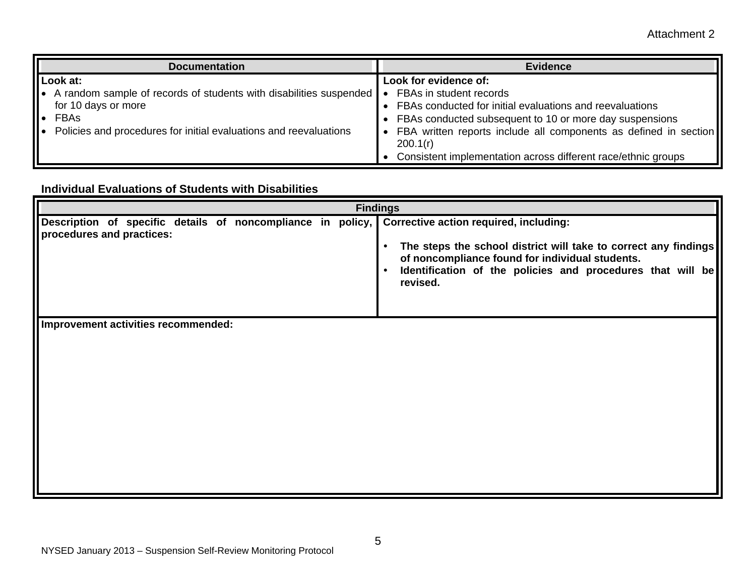Attachment 2

| Documentation | Evidence |
|---|---|
| **Look at:**<br>• A random sample of records of students with disabilities suspended for 10 days or more<br>• FBAs<br>• Policies and procedures for initial evaluations and reevaluations | **Look for evidence of:**<br>• FBAs in student records<br>• FBAs conducted for initial evaluations and reevaluations<br>• FBAs conducted subsequent to 10 or more day suspensions<br>• FBA written reports include all components as defined in section 200.1(r)<br>• Consistent implementation across different race/ethnic groups |

**Individual Evaluations of Students with Disabilities**

| Findings | |
|---|---|
| **Description of specific details of noncompliance in policy, procedures and practices:** | **Corrective action required, including:**<br>• **The steps the school district will take to correct any findings of noncompliance found for individual students.**<br>• **Identification of the policies and procedures that will be revised.** |
| **Improvement activities recommended:** | |

NYSED January 2013 – Suspension Self-Review Monitoring Protocol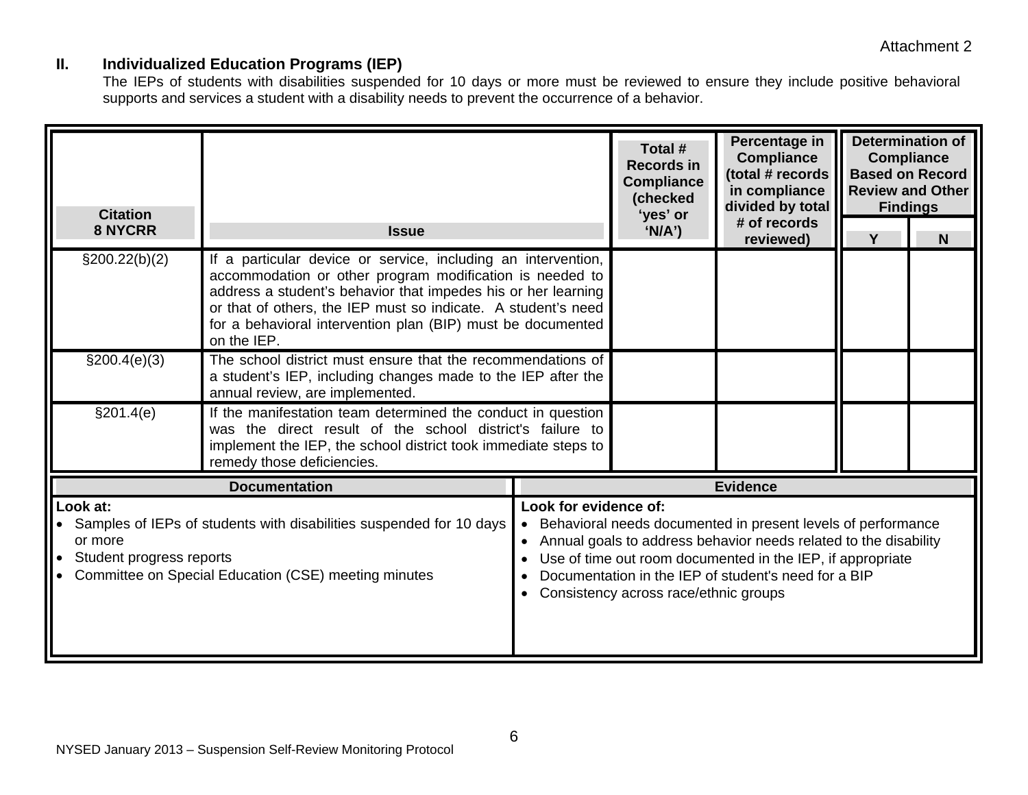Attachment 2

## II. Individualized Education Programs (IEP)

The IEPs of students with disabilities suspended for 10 days or more must be reviewed to ensure they include positive behavioral supports and services a student with a disability needs to prevent the occurrence of a behavior.

| Citation 8 NYCRR | Issue | Total # Records in Compliance (checked 'yes' or 'N/A') | Percentage in Compliance (total # records in compliance divided by total # of records reviewed) | Determination of Compliance Based on Record Review and Other Findings | |
|---|---|---|---|---|---|
| | | | | Y | N |
| §200.22(b)(2) | If a particular device or service, including an intervention, accommodation or other program modification is needed to address a student's behavior that impedes his or her learning or that of others, the IEP must so indicate. A student's need for a behavioral intervention plan (BIP) must be documented on the IEP. | | | | |
| §200.4(e)(3) | The school district must ensure that the recommendations of a student's IEP, including changes made to the IEP after the annual review, are implemented. | | | | |
| §201.4(e) | If the manifestation team determined the conduct in question was the direct result of the school district's failure to implement the IEP, the school district took immediate steps to remedy those deficiencies. | | | | |

| Documentation | Evidence |
|---|---|
| **Look at:**<br>• Samples of IEPs of students with disabilities suspended for 10 days or more<br>• Student progress reports<br>• Committee on Special Education (CSE) meeting minutes | **Look for evidence of:**<br>• Behavioral needs documented in present levels of performance<br>• Annual goals to address behavior needs related to the disability<br>• Use of time out room documented in the IEP, if appropriate<br>• Documentation in the IEP of student's need for a BIP<br>• Consistency across race/ethnic groups |

NYSED January 2013 – Suspension Self-Review Monitoring Protocol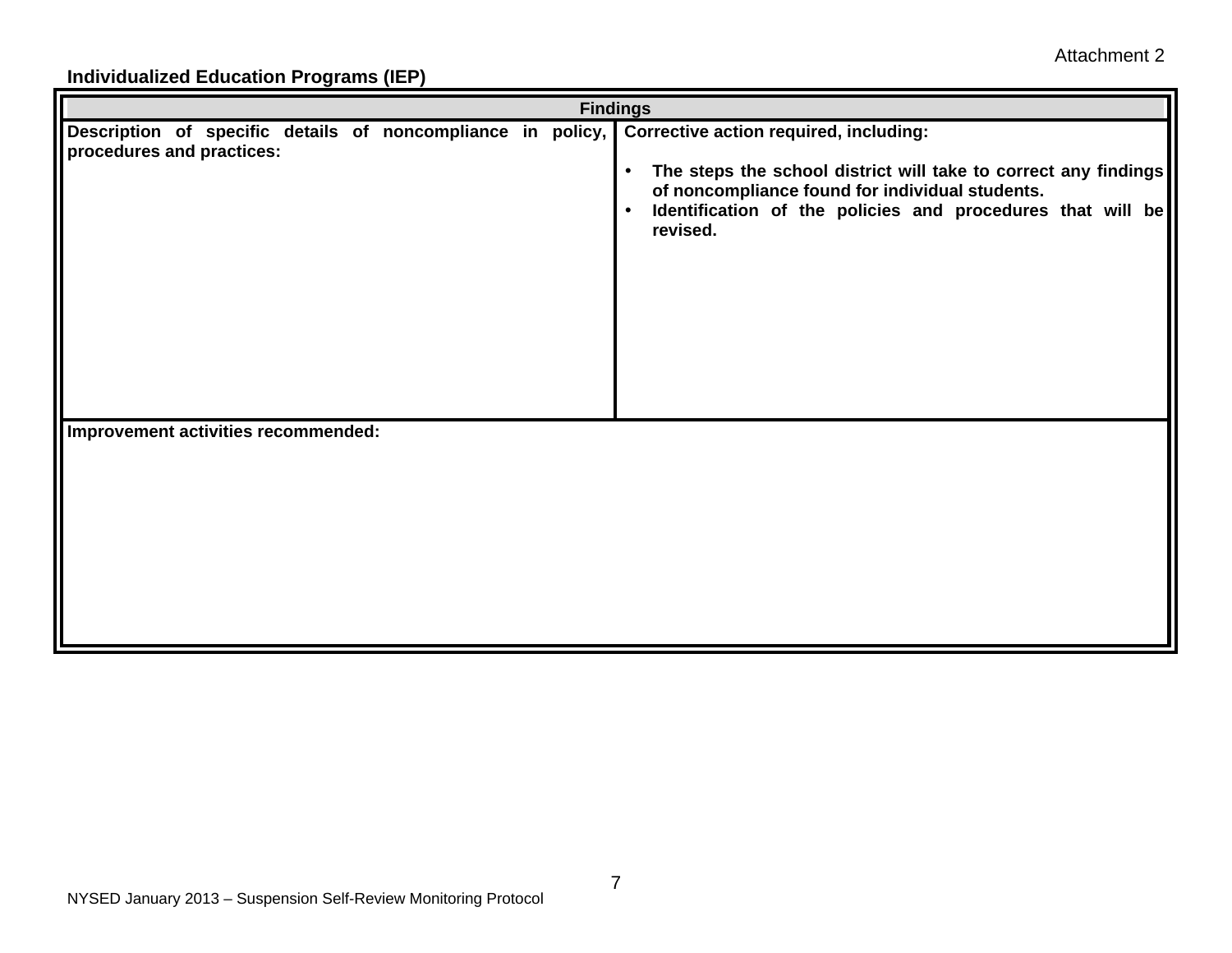Attachment 2

**Individualized Education Programs (IEP)**

| **Findings** | |
|---|---|
| **Description of specific details of noncompliance in policy, procedures and practices:** | **Corrective action required, including:**<br><br>• **The steps the school district will take to correct any findings of noncompliance found for individual students.**<br>• **Identification of the policies and procedures that will be revised.** |
| **Improvement activities recommended:** | |

NYSED January 2013 – Suspension Self-Review Monitoring Protocol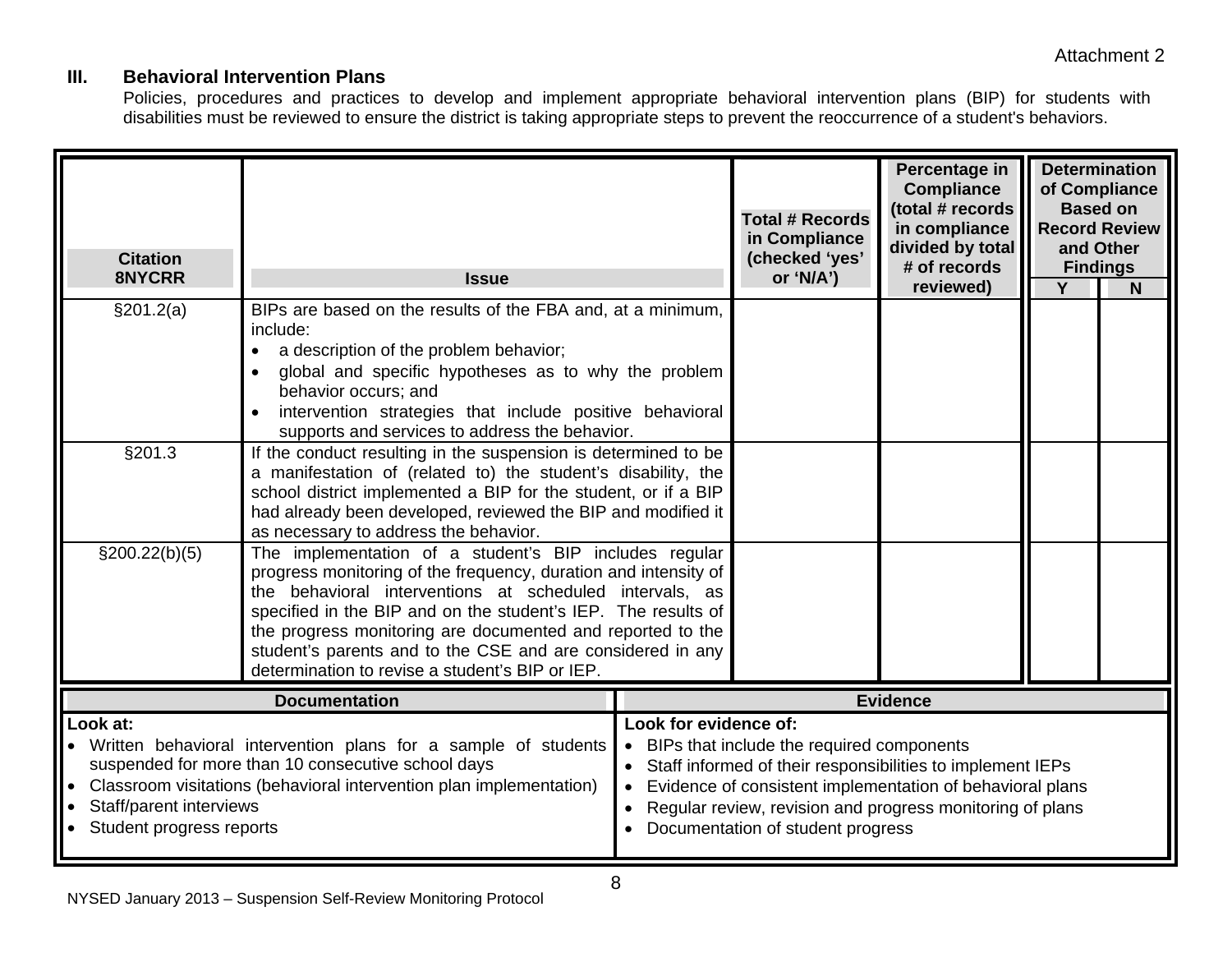Attachment 2

### III. Behavioral Intervention Plans

Policies, procedures and practices to develop and implement appropriate behavioral intervention plans (BIP) for students with disabilities must be reviewed to ensure the district is taking appropriate steps to prevent the reoccurrence of a student's behaviors.

| Citation 8NYCRR | Issue | Total # Records in Compliance (checked 'yes' or 'N/A') | Percentage in Compliance (total # records in compliance divided by total # of records reviewed) | Determination of Compliance Based on Record Review and Other Findings | |
|---|---|---|---|---|---|
| | | | | Y | N |
| §201.2(a) | BIPs are based on the results of the FBA and, at a minimum, include:<br>• a description of the problem behavior;<br>• global and specific hypotheses as to why the problem behavior occurs; and<br>• intervention strategies that include positive behavioral supports and services to address the behavior. | | | | |
| §201.3 | If the conduct resulting in the suspension is determined to be a manifestation of (related to) the student's disability, the school district implemented a BIP for the student, or if a BIP had already been developed, reviewed the BIP and modified it as necessary to address the behavior. | | | | |
| §200.22(b)(5) | The implementation of a student's BIP includes regular progress monitoring of the frequency, duration and intensity of the behavioral interventions at scheduled intervals, as specified in the BIP and on the student's IEP. The results of the progress monitoring are documented and reported to the student's parents and to the CSE and are considered in any determination to revise a student's BIP or IEP. | | | | |

| Documentation | Evidence |
|---|---|
| **Look at:**<br>• Written behavioral intervention plans for a sample of students suspended for more than 10 consecutive school days<br>• Classroom visitations (behavioral intervention plan implementation)<br>• Staff/parent interviews<br>• Student progress reports | **Look for evidence of:**<br>• BIPs that include the required components<br>• Staff informed of their responsibilities to implement IEPs<br>• Evidence of consistent implementation of behavioral plans<br>• Regular review, revision and progress monitoring of plans<br>• Documentation of student progress |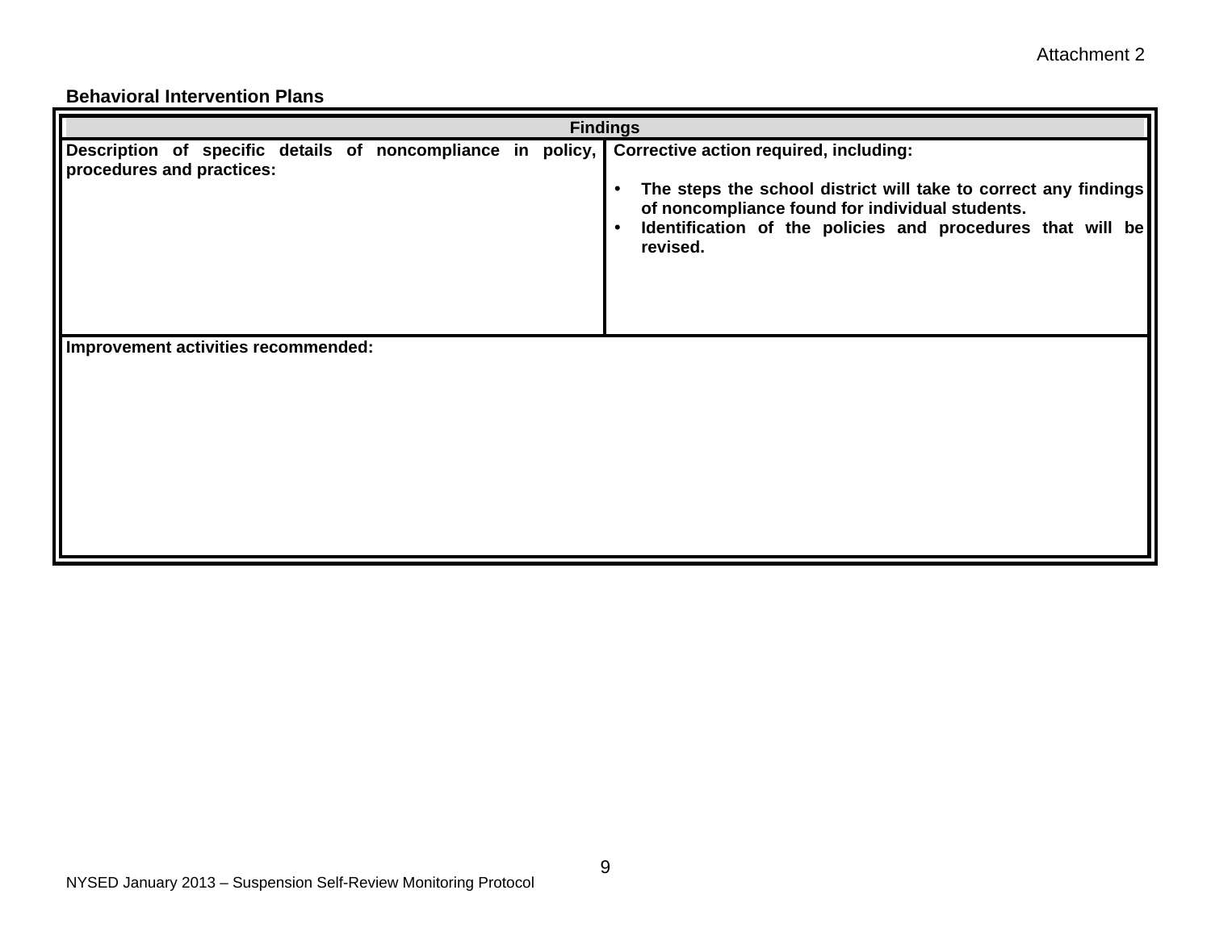Attachment 2

**Behavioral Intervention Plans**

| Findings | |
|---|---|
| **Description of specific details of noncompliance in policy, procedures and practices:** | **Corrective action required, including:**<br><br>• **The steps the school district will take to correct any findings of noncompliance found for individual students.**<br>• **Identification of the policies and procedures that will be revised.** |
| **Improvement activities recommended:** | |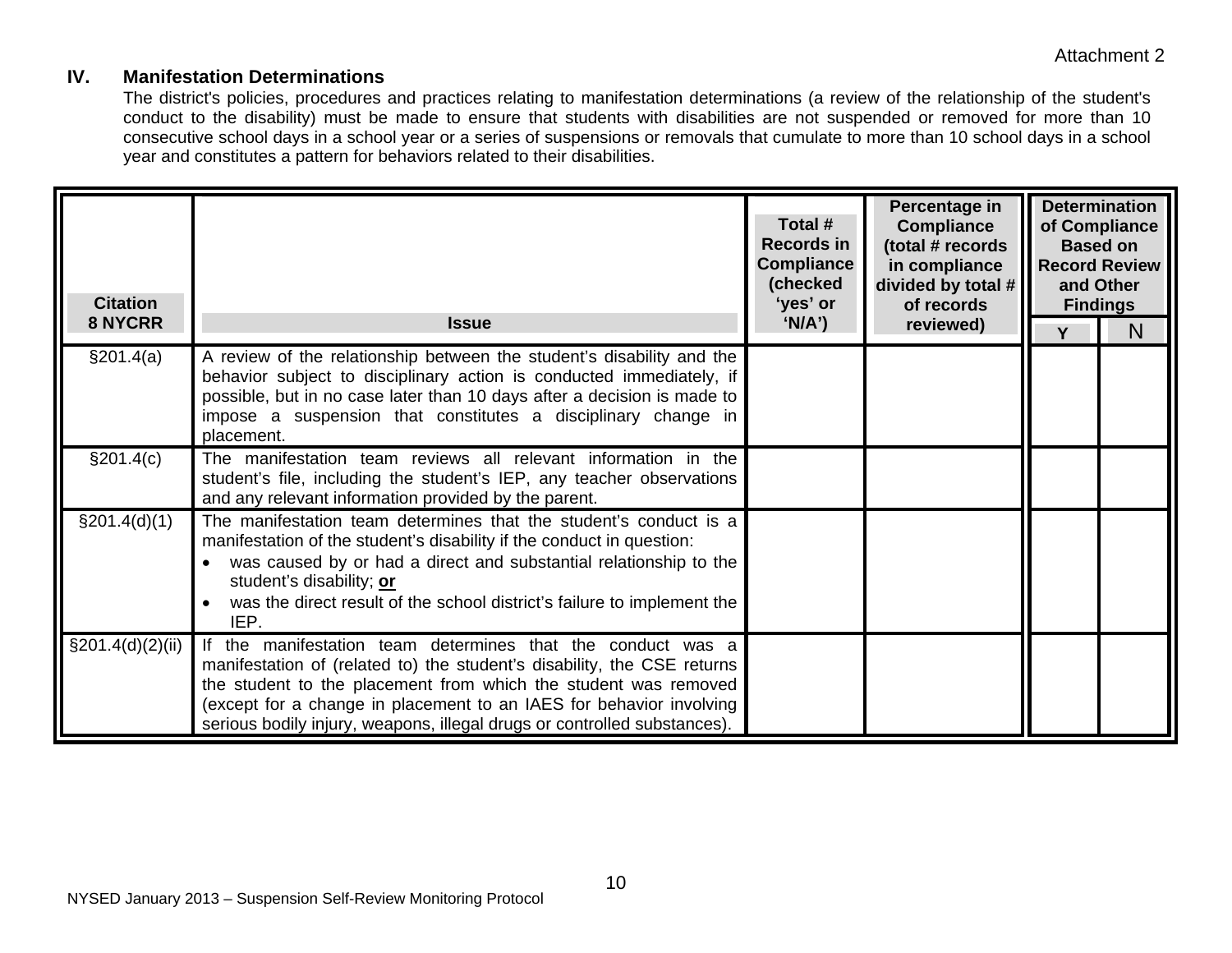Attachment 2

## IV. Manifestation Determinations

The district's policies, procedures and practices relating to manifestation determinations (a review of the relationship of the student's conduct to the disability) must be made to ensure that students with disabilities are not suspended or removed for more than 10 consecutive school days in a school year or a series of suspensions or removals that cumulate to more than 10 school days in a school year and constitutes a pattern for behaviors related to their disabilities.

| Citation 8 NYCRR | Issue | Total # Records in Compliance (checked 'yes' or 'N/A') | Percentage in Compliance (total # records in compliance divided by total # of records reviewed) | Determination of Compliance Based on Record Review and Other Findings | |
|---|---|---|---|---|---|
| | | | | Y | N |
| §201.4(a) | A review of the relationship between the student's disability and the behavior subject to disciplinary action is conducted immediately, if possible, but in no case later than 10 days after a decision is made to impose a suspension that constitutes a disciplinary change in placement. | | | | |
| §201.4(c) | The manifestation team reviews all relevant information in the student's file, including the student's IEP, any teacher observations and any relevant information provided by the parent. | | | | |
| §201.4(d)(1) | The manifestation team determines that the student's conduct is a manifestation of the student's disability if the conduct in question:<br>• was caused by or had a direct and substantial relationship to the student's disability; **or**<br>• was the direct result of the school district's failure to implement the IEP. | | | | |
| §201.4(d)(2)(ii) | If the manifestation team determines that the conduct was a manifestation of (related to) the student's disability, the CSE returns the student to the placement from which the student was removed (except for a change in placement to an IAES for behavior involving serious bodily injury, weapons, illegal drugs or controlled substances). | | | | |

NYSED January 2013 – Suspension Self-Review Monitoring Protocol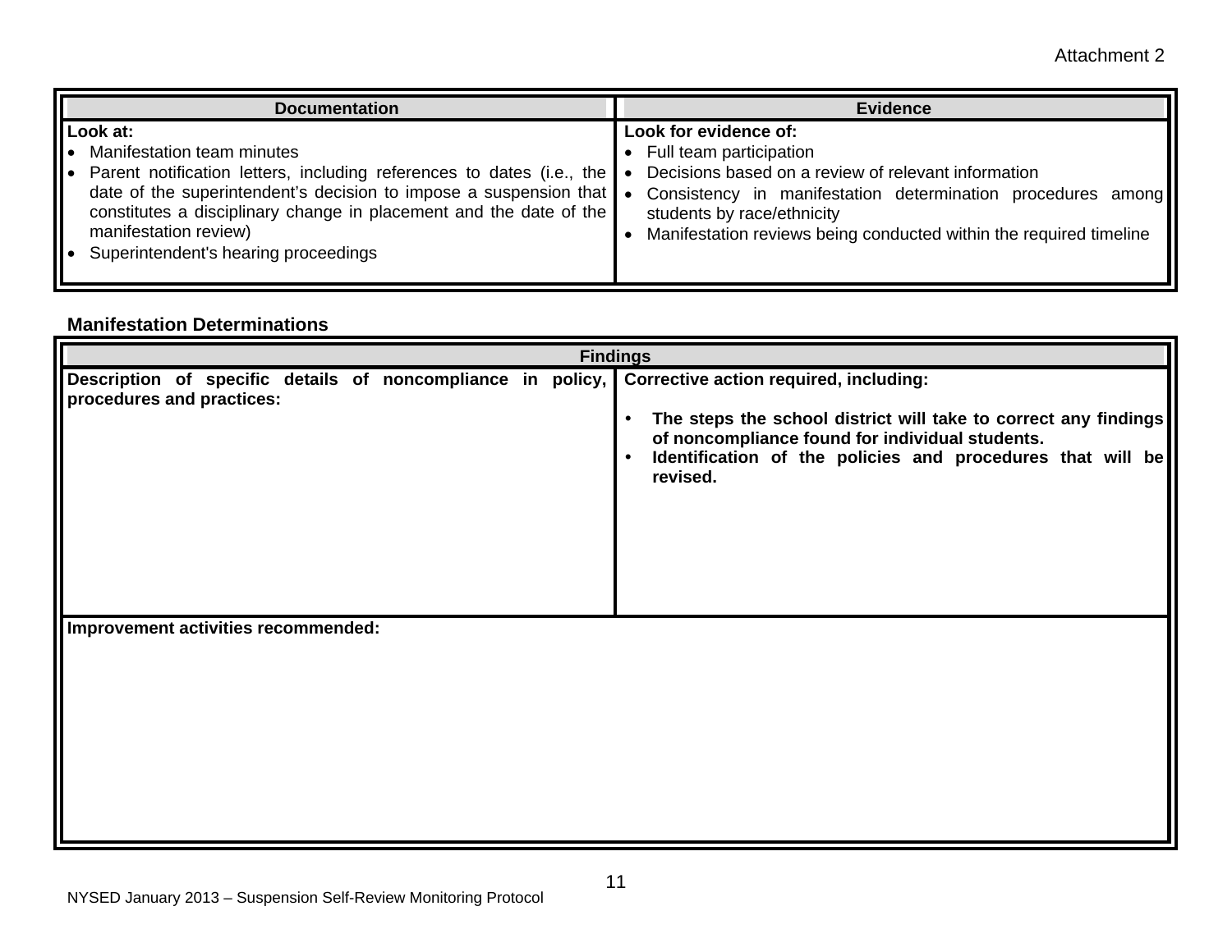Attachment 2

| Documentation | Evidence |
| --- | --- |
| **Look at:**<br>• Manifestation team minutes<br>• Parent notification letters, including references to dates (i.e., the date of the superintendent's decision to impose a suspension that constitutes a disciplinary change in placement and the date of the manifestation review)<br>• Superintendent's hearing proceedings | **Look for evidence of:**<br>• Full team participation<br>• Decisions based on a review of relevant information<br>• Consistency in manifestation determination procedures among students by race/ethnicity<br>• Manifestation reviews being conducted within the required timeline |

**Manifestation Determinations**

| Findings | |
| --- | --- |
| **Description of specific details of noncompliance in policy, procedures and practices:** | **Corrective action required, including:**<br><br>• **The steps the school district will take to correct any findings of noncompliance found for individual students.**<br>• **Identification of the policies and procedures that will be revised.** |
| **Improvement activities recommended:** | |

NYSED January 2013 – Suspension Self-Review Monitoring Protocol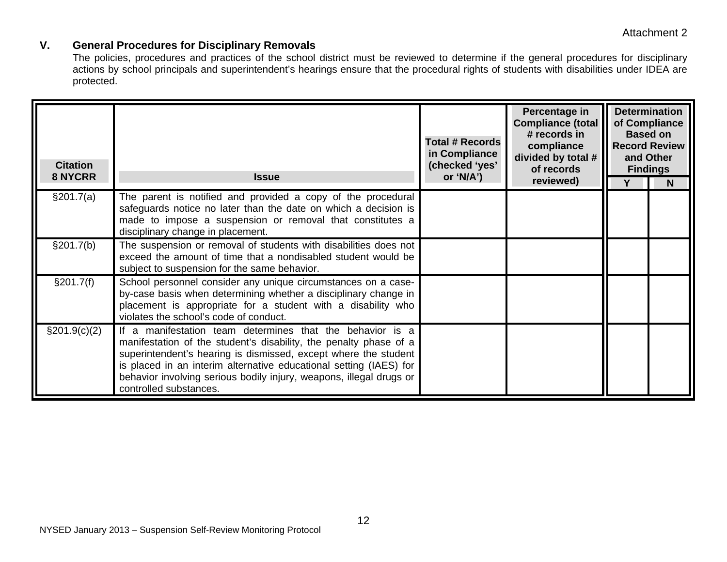Attachment 2

## V. General Procedures for Disciplinary Removals

The policies, procedures and practices of the school district must be reviewed to determine if the general procedures for disciplinary actions by school principals and superintendent's hearings ensure that the procedural rights of students with disabilities under IDEA are protected.

| Citation 8 NYCRR | Issue | Total # Records in Compliance (checked 'yes' or 'N/A') | Percentage in Compliance (total # records in compliance divided by total # of records reviewed) | Determination of Compliance Based on Record Review and Other Findings | |
|---|---|---|---|---|---|
| | | | | Y | N |
| §201.7(a) | The parent is notified and provided a copy of the procedural safeguards notice no later than the date on which a decision is made to impose a suspension or removal that constitutes a disciplinary change in placement. | | | | |
| §201.7(b) | The suspension or removal of students with disabilities does not exceed the amount of time that a nondisabled student would be subject to suspension for the same behavior. | | | | |
| §201.7(f) | School personnel consider any unique circumstances on a case-by-case basis when determining whether a disciplinary change in placement is appropriate for a student with a disability who violates the school's code of conduct. | | | | |
| §201.9(c)(2) | If a manifestation team determines that the behavior is a manifestation of the student's disability, the penalty phase of a superintendent's hearing is dismissed, except where the student is placed in an interim alternative educational setting (IAES) for behavior involving serious bodily injury, weapons, illegal drugs or controlled substances. | | | | |

NYSED January 2013 – Suspension Self-Review Monitoring Protocol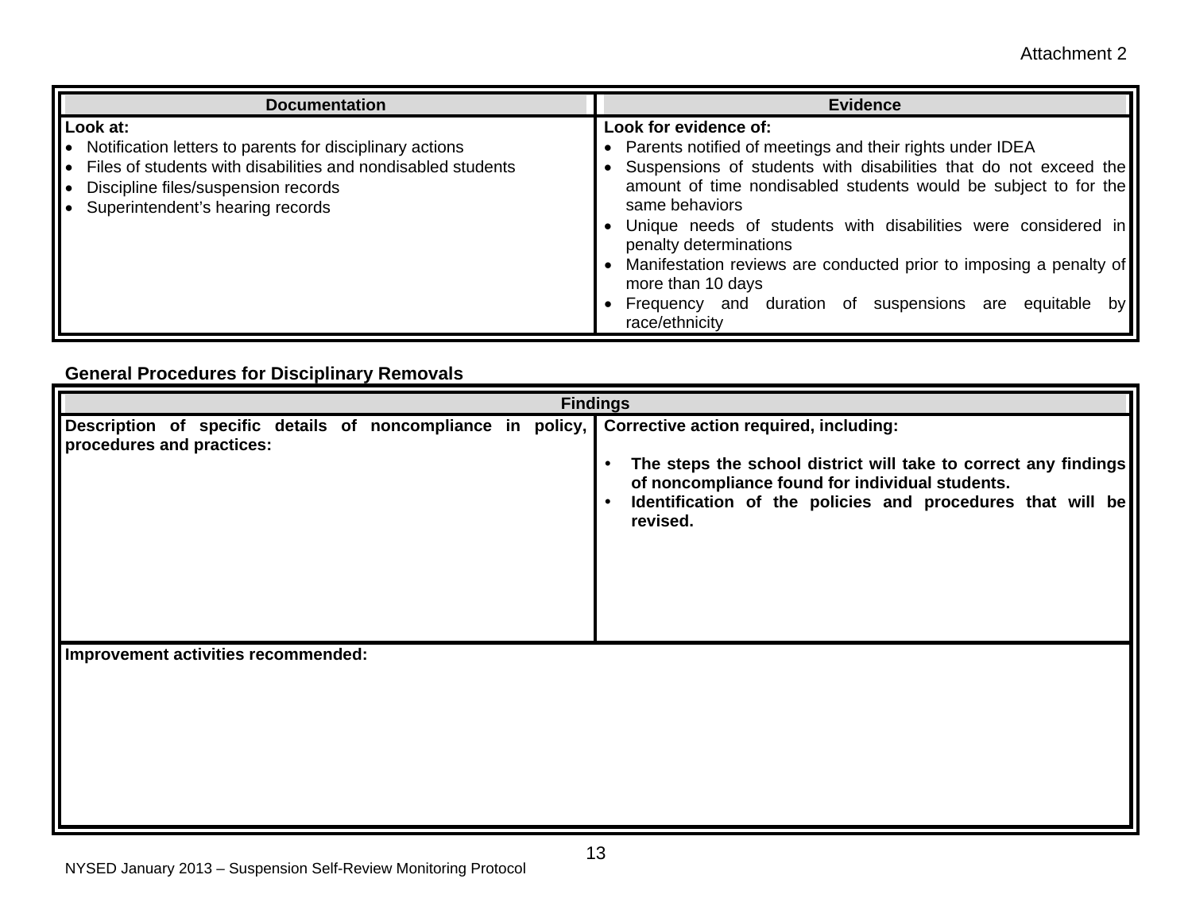Attachment 2

| Documentation | Evidence |
|---|---|
| **Look at:**<br>• Notification letters to parents for disciplinary actions<br>• Files of students with disabilities and nondisabled students<br>• Discipline files/suspension records<br>• Superintendent's hearing records | **Look for evidence of:**<br>• Parents notified of meetings and their rights under IDEA<br>• Suspensions of students with disabilities that do not exceed the amount of time nondisabled students would be subject to for the same behaviors<br>• Unique needs of students with disabilities were considered in penalty determinations<br>• Manifestation reviews are conducted prior to imposing a penalty of more than 10 days<br>• Frequency and duration of suspensions are equitable by race/ethnicity |

**General Procedures for Disciplinary Removals**

| Findings | |
|---|---|
| **Description of specific details of noncompliance in policy, procedures and practices:** | **Corrective action required, including:**<br>• **The steps the school district will take to correct any findings of noncompliance found for individual students.**<br>• **Identification of the policies and procedures that will be revised.** |
| **Improvement activities recommended:** | |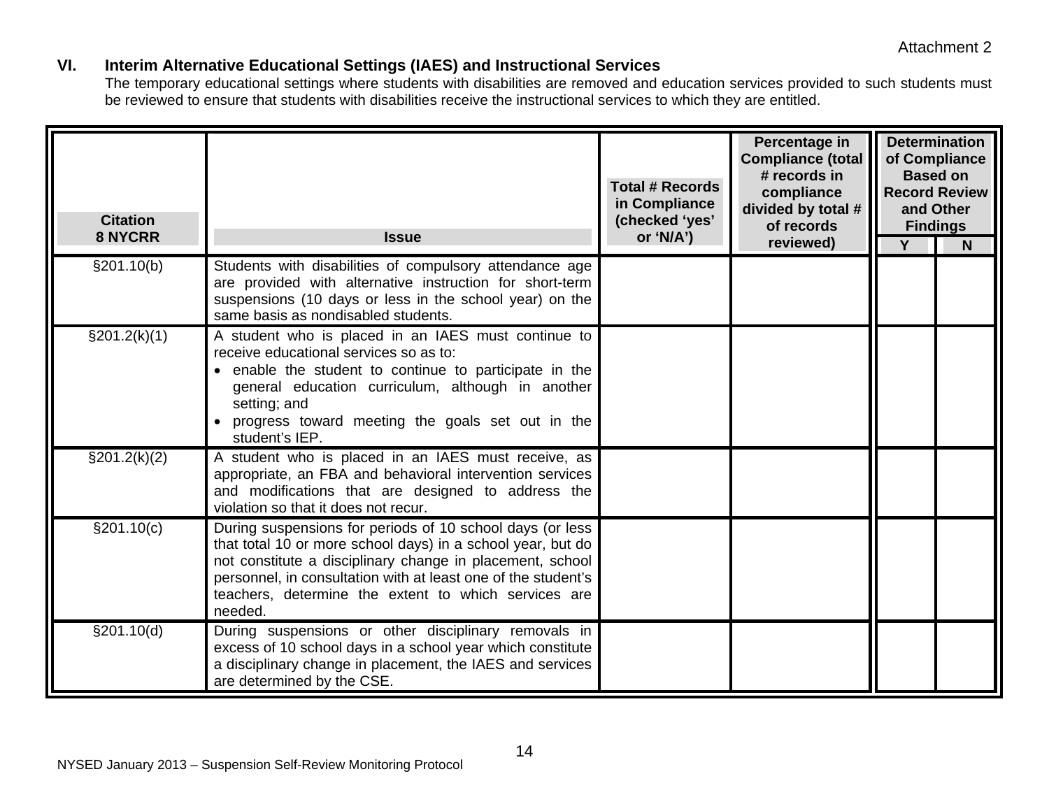Attachment 2

## VI. Interim Alternative Educational Settings (IAES) and Instructional Services

The temporary educational settings where students with disabilities are removed and education services provided to such students must be reviewed to ensure that students with disabilities receive the instructional services to which they are entitled.

| Citation 8 NYCRR | Issue | Total # Records in Compliance (checked 'yes' or 'N/A') | Percentage in Compliance (total # records in compliance divided by total # of records reviewed) | Determination of Compliance Based on Record Review and Other Findings | |
|---|---|---|---|---|---|
| | | | | Y | N |
| §201.10(b) | Students with disabilities of compulsory attendance age are provided with alternative instruction for short-term suspensions (10 days or less in the school year) on the same basis as nondisabled students. | | | | |
| §201.2(k)(1) | A student who is placed in an IAES must continue to receive educational services so as to:<br>• enable the student to continue to participate in the general education curriculum, although in another setting; and<br>• progress toward meeting the goals set out in the student's IEP. | | | | |
| §201.2(k)(2) | A student who is placed in an IAES must receive, as appropriate, an FBA and behavioral intervention services and modifications that are designed to address the violation so that it does not recur. | | | | |
| §201.10(c) | During suspensions for periods of 10 school days (or less that total 10 or more school days) in a school year, but do not constitute a disciplinary change in placement, school personnel, in consultation with at least one of the student's teachers, determine the extent to which services are needed. | | | | |
| §201.10(d) | During suspensions or other disciplinary removals in excess of 10 school days in a school year which constitute a disciplinary change in placement, the IAES and services are determined by the CSE. | | | | |

NYSED January 2013 – Suspension Self-Review Monitoring Protocol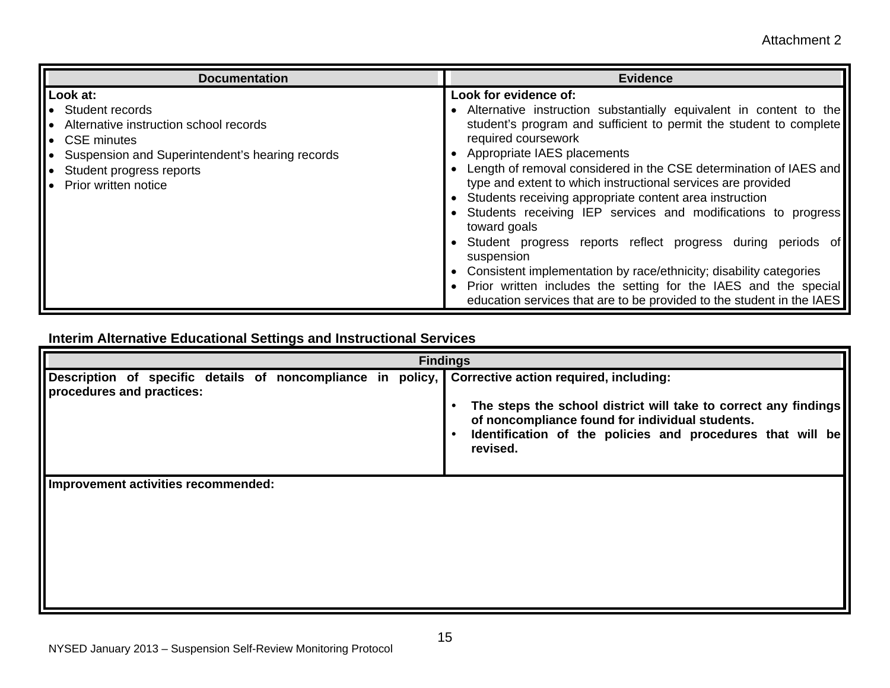Attachment 2

| Documentation | Evidence |
|---|---|
| **Look at:**<br>• Student records<br>• Alternative instruction school records<br>• CSE minutes<br>• Suspension and Superintendent's hearing records<br>• Student progress reports<br>• Prior written notice | **Look for evidence of:**<br>• Alternative instruction substantially equivalent in content to the student's program and sufficient to permit the student to complete required coursework<br>• Appropriate IAES placements<br>• Length of removal considered in the CSE determination of IAES and type and extent to which instructional services are provided<br>• Students receiving appropriate content area instruction<br>• Students receiving IEP services and modifications to progress toward goals<br>• Student progress reports reflect progress during periods of suspension<br>• Consistent implementation by race/ethnicity; disability categories<br>• Prior written includes the setting for the IAES and the special education services that are to be provided to the student in the IAES |

**Interim Alternative Educational Settings and Instructional Services**

| Findings | |
|---|---|
| **Description of specific details of noncompliance in policy, procedures and practices:** | **Corrective action required, including:**<br><br>• **The steps the school district will take to correct any findings of noncompliance found for individual students.**<br>• **Identification of the policies and procedures that will be revised.** |
| **Improvement activities recommended:** | |

NYSED January 2013 – Suspension Self-Review Monitoring Protocol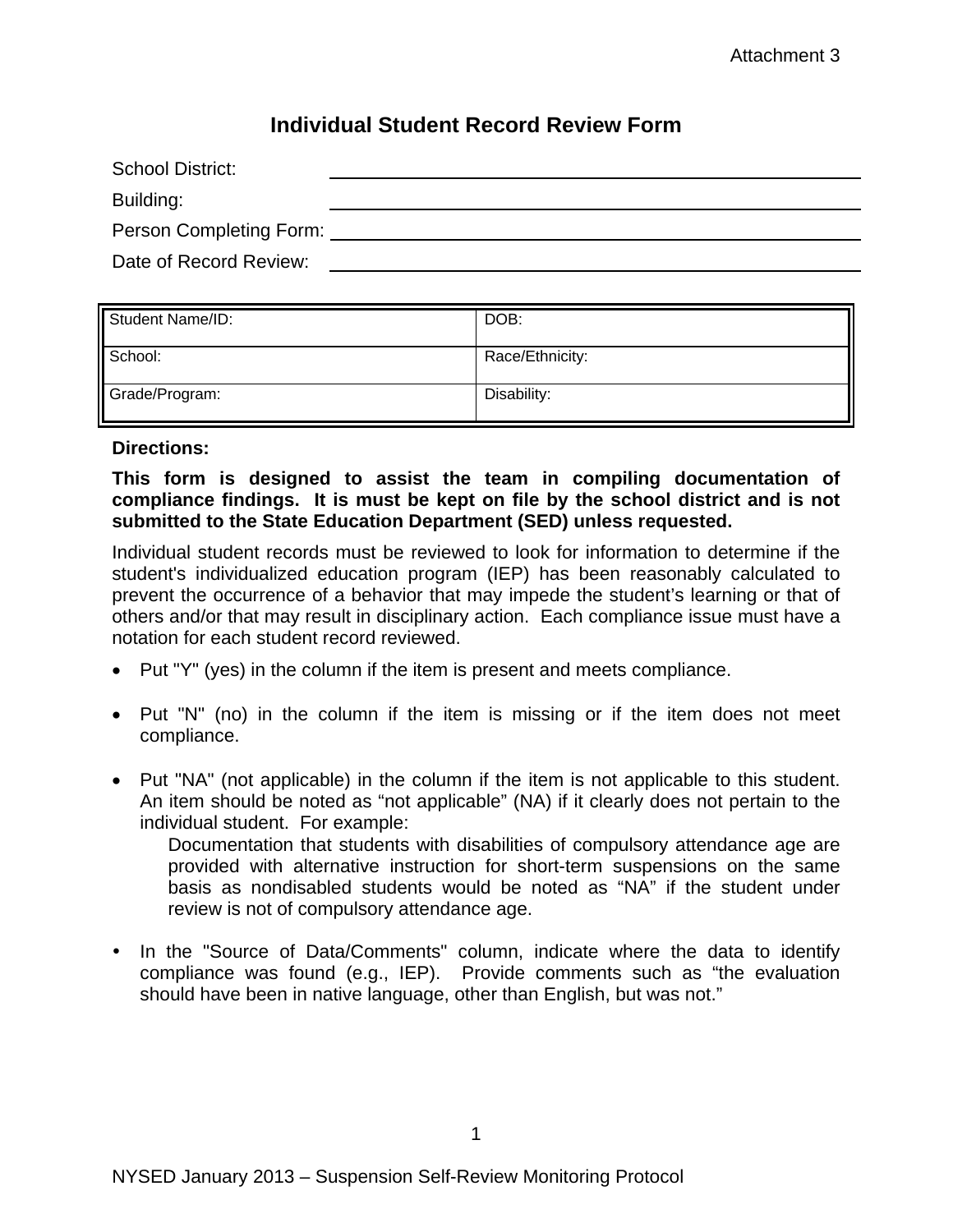Attachment 3

# Individual Student Record Review Form

School District: \_\_\_\_\_\_\_\_\_\_\_\_\_\_\_\_\_\_\_\_\_\_\_\_\_\_\_\_\_\_\_\_\_\_\_\_\_\_\_\_

Building: \_\_\_\_\_\_\_\_\_\_\_\_\_\_\_\_\_\_\_\_\_\_\_\_\_\_\_\_\_\_\_\_\_\_\_\_\_\_\_\_

Person Completing Form: \_\_\_\_\_\_\_\_\_\_\_\_\_\_\_\_\_\_\_\_\_\_\_\_\_\_\_\_\_\_\_\_\_\_\_\_\_\_\_\_

Date of Record Review: \_\_\_\_\_\_\_\_\_\_\_\_\_\_\_\_\_\_\_\_\_\_\_\_\_\_\_\_\_\_\_\_\_\_\_\_\_\_\_\_

| Student Name/ID: | DOB: |
|---|---|
| School: | Race/Ethnicity: |
| Grade/Program: | Disability: |

**Directions:**

**This form is designed to assist the team in compiling documentation of compliance findings. It is must be kept on file by the school district and is not submitted to the State Education Department (SED) unless requested.**

Individual student records must be reviewed to look for information to determine if the student's individualized education program (IEP) has been reasonably calculated to prevent the occurrence of a behavior that may impede the student's learning or that of others and/or that may result in disciplinary action. Each compliance issue must have a notation for each student record reviewed.

- Put "Y" (yes) in the column if the item is present and meets compliance.
- Put "N" (no) in the column if the item is missing or if the item does not meet compliance.
- Put "NA" (not applicable) in the column if the item is not applicable to this student. An item should be noted as "not applicable" (NA) if it clearly does not pertain to the individual student. For example:

  Documentation that students with disabilities of compulsory attendance age are provided with alternative instruction for short-term suspensions on the same basis as nondisabled students would be noted as "NA" if the student under review is not of compulsory attendance age.

- In the "Source of Data/Comments" column, indicate where the data to identify compliance was found (e.g., IEP). Provide comments such as "the evaluation should have been in native language, other than English, but was not."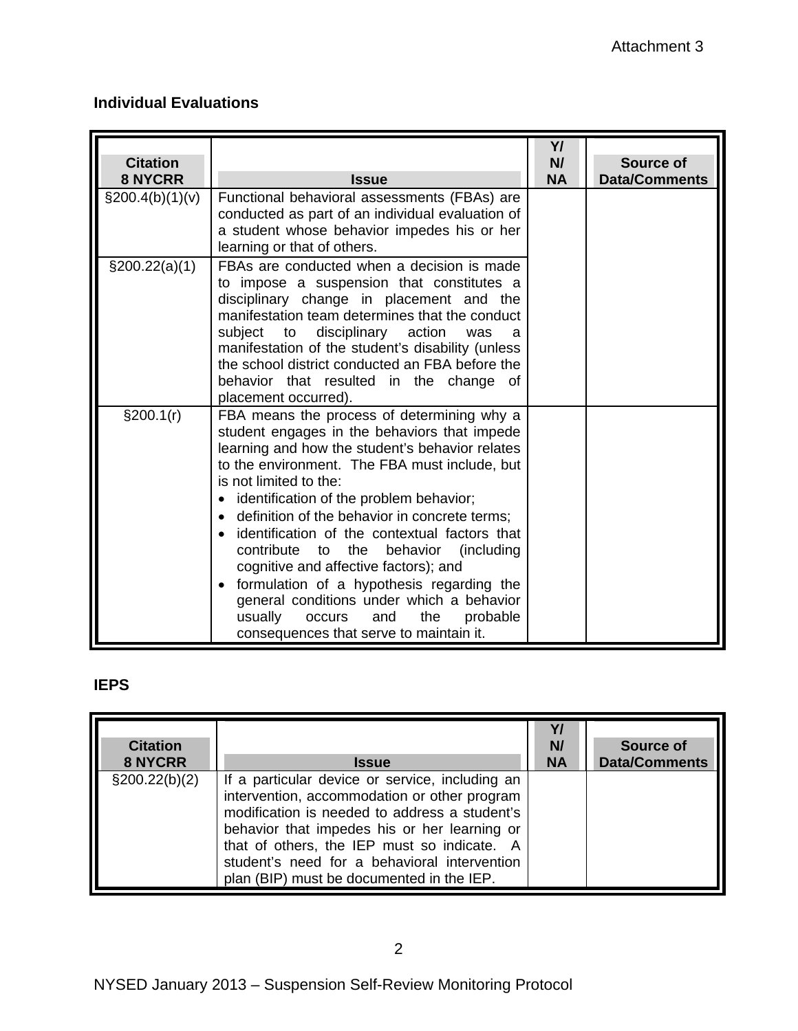Attachment 3

**Individual Evaluations**

| Citation 8 NYCRR | Issue | Y/ N/ NA | Source of Data/Comments |
|---|---|---|---|
| §200.4(b)(1)(v) | Functional behavioral assessments (FBAs) are conducted as part of an individual evaluation of a student whose behavior impedes his or her learning or that of others. | | |
| §200.22(a)(1) | FBAs are conducted when a decision is made to impose a suspension that constitutes a disciplinary change in placement and the manifestation team determines that the conduct subject to disciplinary action was a manifestation of the student's disability (unless the school district conducted an FBA before the behavior that resulted in the change of placement occurred). | | |
| §200.1(r) | FBA means the process of determining why a student engages in the behaviors that impede learning and how the student's behavior relates to the environment. The FBA must include, but is not limited to the: <br>• identification of the problem behavior; <br>• definition of the behavior in concrete terms; <br>• identification of the contextual factors that contribute to the behavior (including cognitive and affective factors); and <br>• formulation of a hypothesis regarding the general conditions under which a behavior usually occurs and the probable consequences that serve to maintain it. | | |

**IEPS**

| Citation 8 NYCRR | Issue | Y/ N/ NA | Source of Data/Comments |
|---|---|---|---|
| §200.22(b)(2) | If a particular device or service, including an intervention, accommodation or other program modification is needed to address a student's behavior that impedes his or her learning or that of others, the IEP must so indicate. A student's need for a behavioral intervention plan (BIP) must be documented in the IEP. | | |

NYSED January 2013 – Suspension Self-Review Monitoring Protocol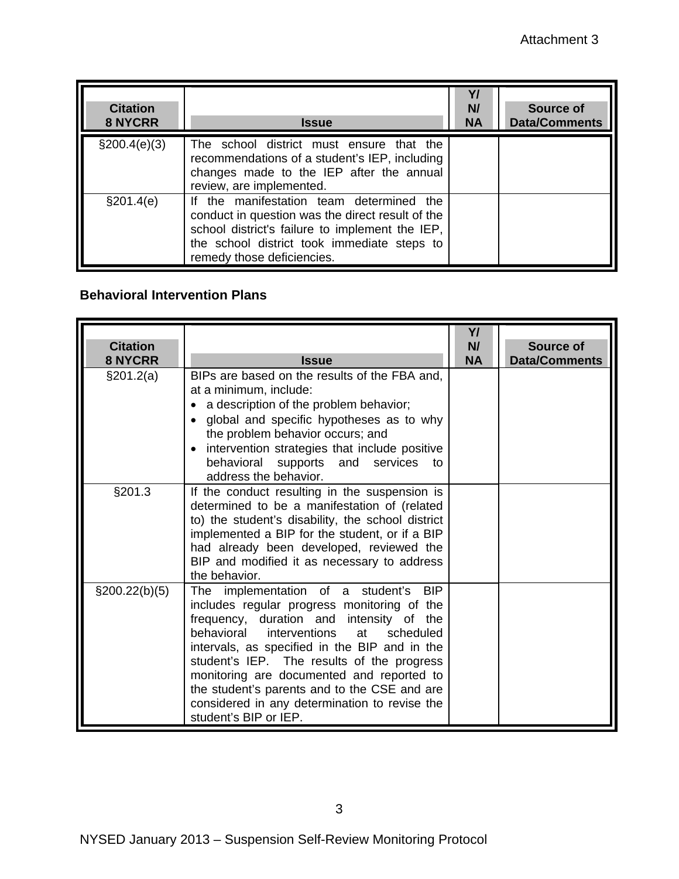Attachment 3

| Citation 8 NYCRR | Issue | Y/ N/ NA | Source of Data/Comments |
|---|---|---|---|
| §200.4(e)(3) | The school district must ensure that the recommendations of a student's IEP, including changes made to the IEP after the annual review, are implemented. | | |
| §201.4(e) | If the manifestation team determined the conduct in question was the direct result of the school district's failure to implement the IEP, the school district took immediate steps to remedy those deficiencies. | | |

**Behavioral Intervention Plans**

| Citation 8 NYCRR | Issue | Y/ N/ NA | Source of Data/Comments |
|---|---|---|---|
| §201.2(a) | BIPs are based on the results of the FBA and, at a minimum, include: • a description of the problem behavior; • global and specific hypotheses as to why the problem behavior occurs; and • intervention strategies that include positive behavioral supports and services to address the behavior. | | |
| §201.3 | If the conduct resulting in the suspension is determined to be a manifestation of (related to) the student's disability, the school district implemented a BIP for the student, or if a BIP had already been developed, reviewed the BIP and modified it as necessary to address the behavior. | | |
| §200.22(b)(5) | The implementation of a student's BIP includes regular progress monitoring of the frequency, duration and intensity of the behavioral interventions at scheduled intervals, as specified in the BIP and in the student's IEP. The results of the progress monitoring are documented and reported to the student's parents and to the CSE and are considered in any determination to revise the student's BIP or IEP. | | |

NYSED January 2013 – Suspension Self-Review Monitoring Protocol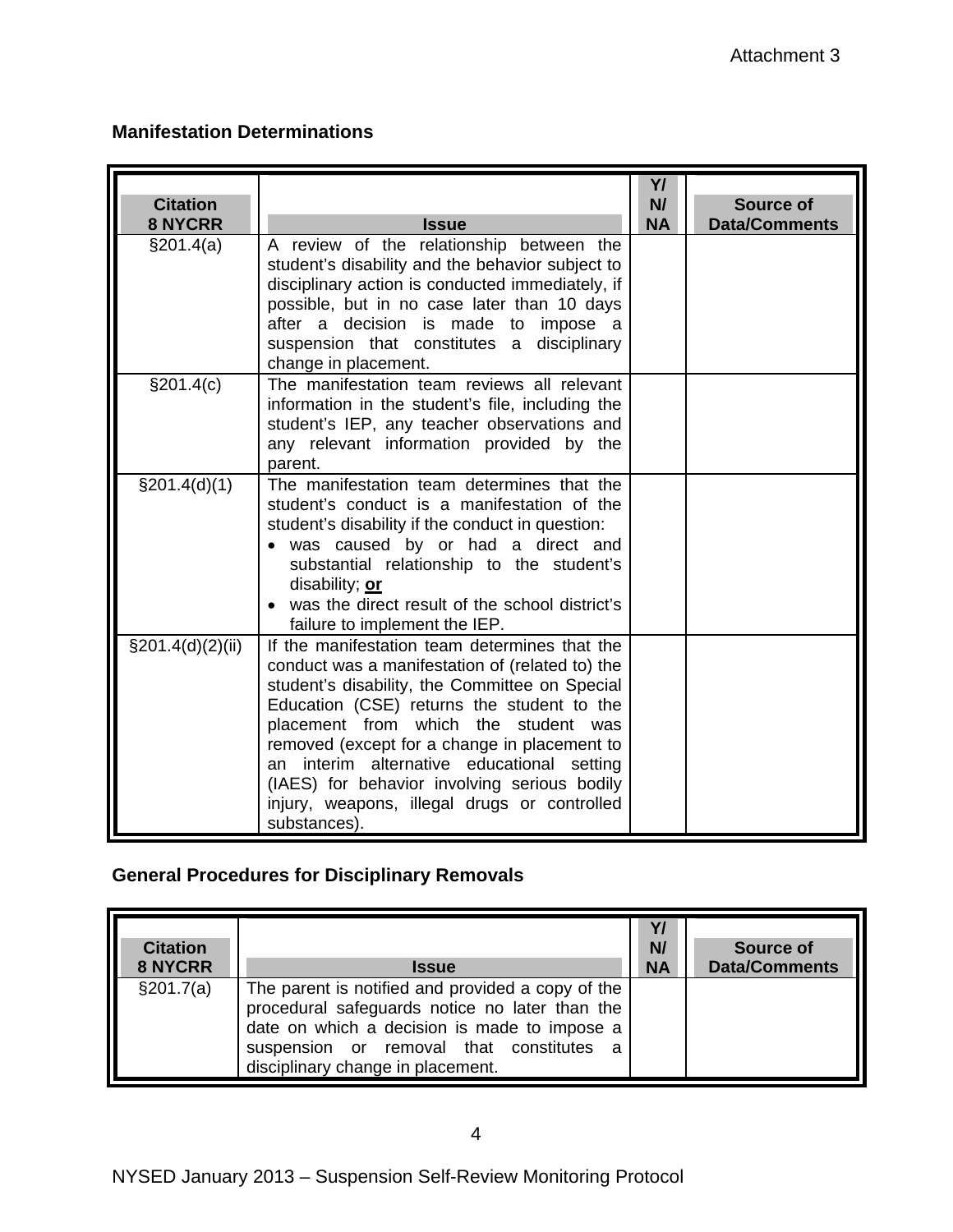Attachment 3

## Manifestation Determinations

| Citation 8 NYCRR | Issue | Y/ N/ NA | Source of Data/Comments |
|---|---|---|---|
| §201.4(a) | A review of the relationship between the student's disability and the behavior subject to disciplinary action is conducted immediately, if possible, but in no case later than 10 days after a decision is made to impose a suspension that constitutes a disciplinary change in placement. | | |
| §201.4(c) | The manifestation team reviews all relevant information in the student's file, including the student's IEP, any teacher observations and any relevant information provided by the parent. | | |
| §201.4(d)(1) | The manifestation team determines that the student's conduct is a manifestation of the student's disability if the conduct in question: • was caused by or had a direct and substantial relationship to the student's disability; **or** • was the direct result of the school district's failure to implement the IEP. | | |
| §201.4(d)(2)(ii) | If the manifestation team determines that the conduct was a manifestation of (related to) the student's disability, the Committee on Special Education (CSE) returns the student to the placement from which the student was removed (except for a change in placement to an interim alternative educational setting (IAES) for behavior involving serious bodily injury, weapons, illegal drugs or controlled substances). | | |

## General Procedures for Disciplinary Removals

| Citation 8 NYCRR | Issue | Y/ N/ NA | Source of Data/Comments |
|---|---|---|---|
| §201.7(a) | The parent is notified and provided a copy of the procedural safeguards notice no later than the date on which a decision is made to impose a suspension or removal that constitutes a disciplinary change in placement. | | |

NYSED January 2013 – Suspension Self-Review Monitoring Protocol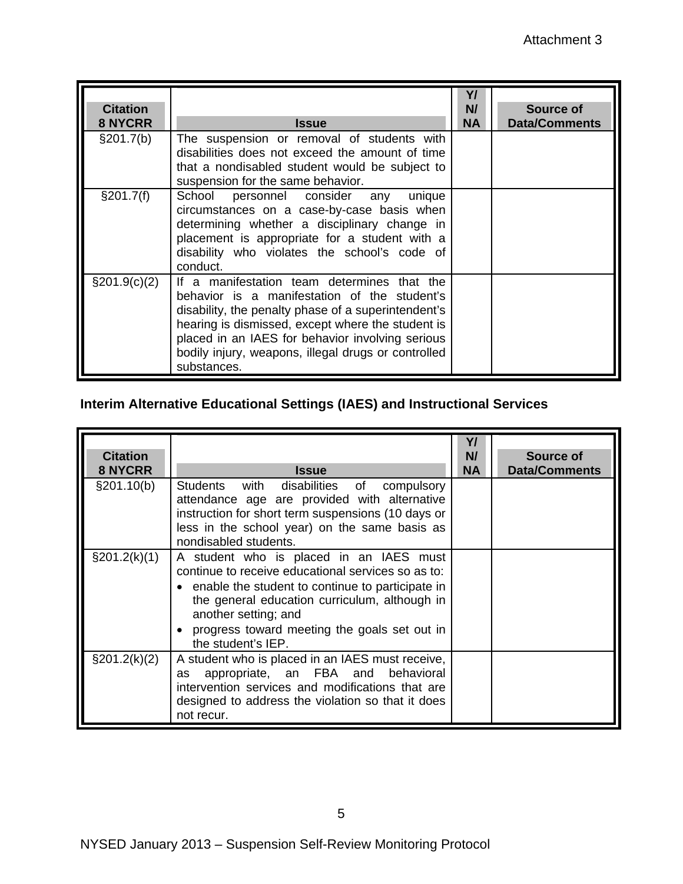| Citation 8 NYCRR | Issue | Y/ N/ NA | Source of Data/Comments |
|---|---|---|---|
| §201.7(b) | The suspension or removal of students with disabilities does not exceed the amount of time that a nondisabled student would be subject to suspension for the same behavior. | | |
| §201.7(f) | School personnel consider any unique circumstances on a case-by-case basis when determining whether a disciplinary change in placement is appropriate for a student with a disability who violates the school's code of conduct. | | |
| §201.9(c)(2) | If a manifestation team determines that the behavior is a manifestation of the student's disability, the penalty phase of a superintendent's hearing is dismissed, except where the student is placed in an IAES for behavior involving serious bodily injury, weapons, illegal drugs or controlled substances. | | |

## Interim Alternative Educational Settings (IAES) and Instructional Services

| Citation 8 NYCRR | Issue | Y/ N/ NA | Source of Data/Comments |
|---|---|---|---|
| §201.10(b) | Students with disabilities of compulsory attendance age are provided with alternative instruction for short term suspensions (10 days or less in the school year) on the same basis as nondisabled students. | | |
| §201.2(k)(1) | A student who is placed in an IAES must continue to receive educational services so as to: • enable the student to continue to participate in the general education curriculum, although in another setting; and • progress toward meeting the goals set out in the student's IEP. | | |
| §201.2(k)(2) | A student who is placed in an IAES must receive, as appropriate, an FBA and behavioral intervention services and modifications that are designed to address the violation so that it does not recur. | | |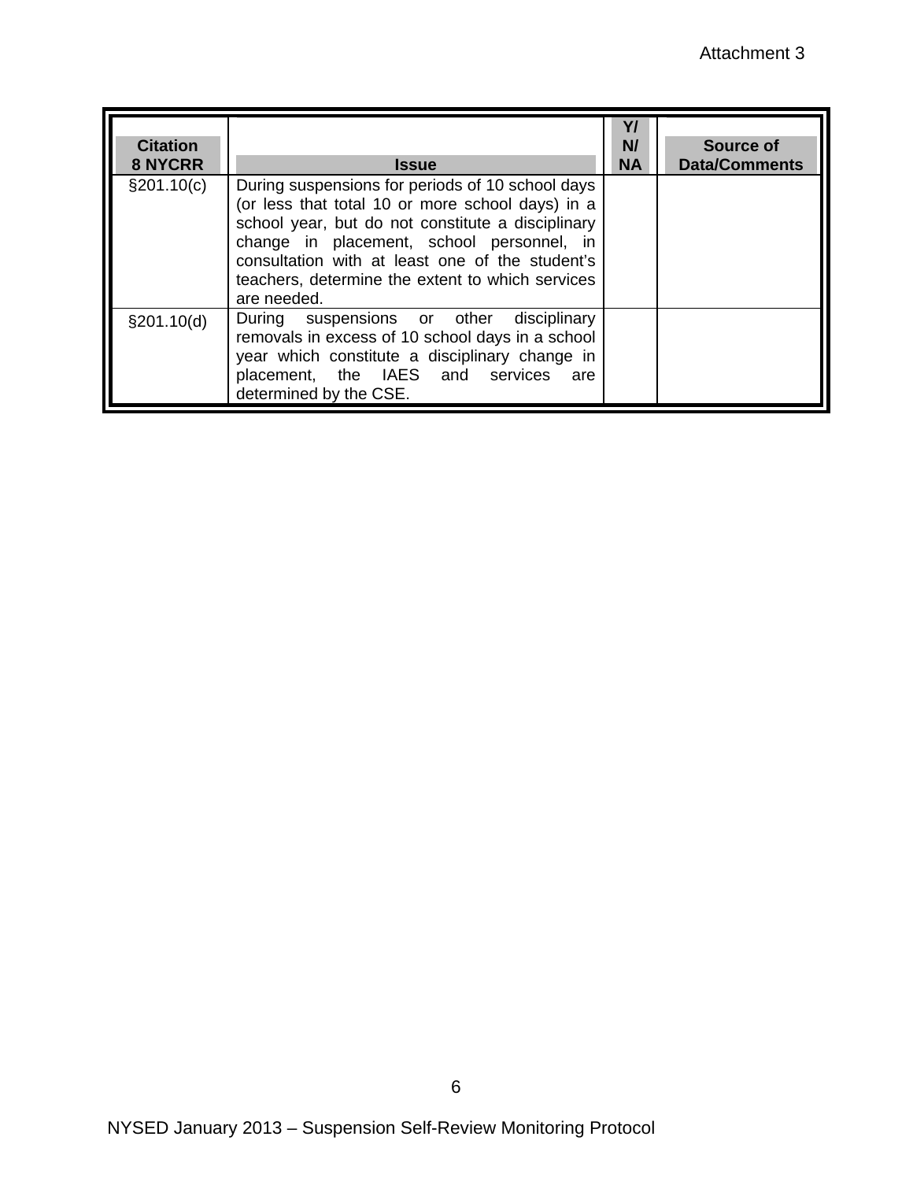Attachment 3

| Citation 8 NYCRR | Issue | Y/ N/ NA | Source of Data/Comments |
|---|---|---|---|
| §201.10(c) | During suspensions for periods of 10 school days (or less that total 10 or more school days) in a school year, but do not constitute a disciplinary change in placement, school personnel, in consultation with at least one of the student's teachers, determine the extent to which services are needed. | | |
| §201.10(d) | During suspensions or other disciplinary removals in excess of 10 school days in a school year which constitute a disciplinary change in placement, the IAES and services are determined by the CSE. | | |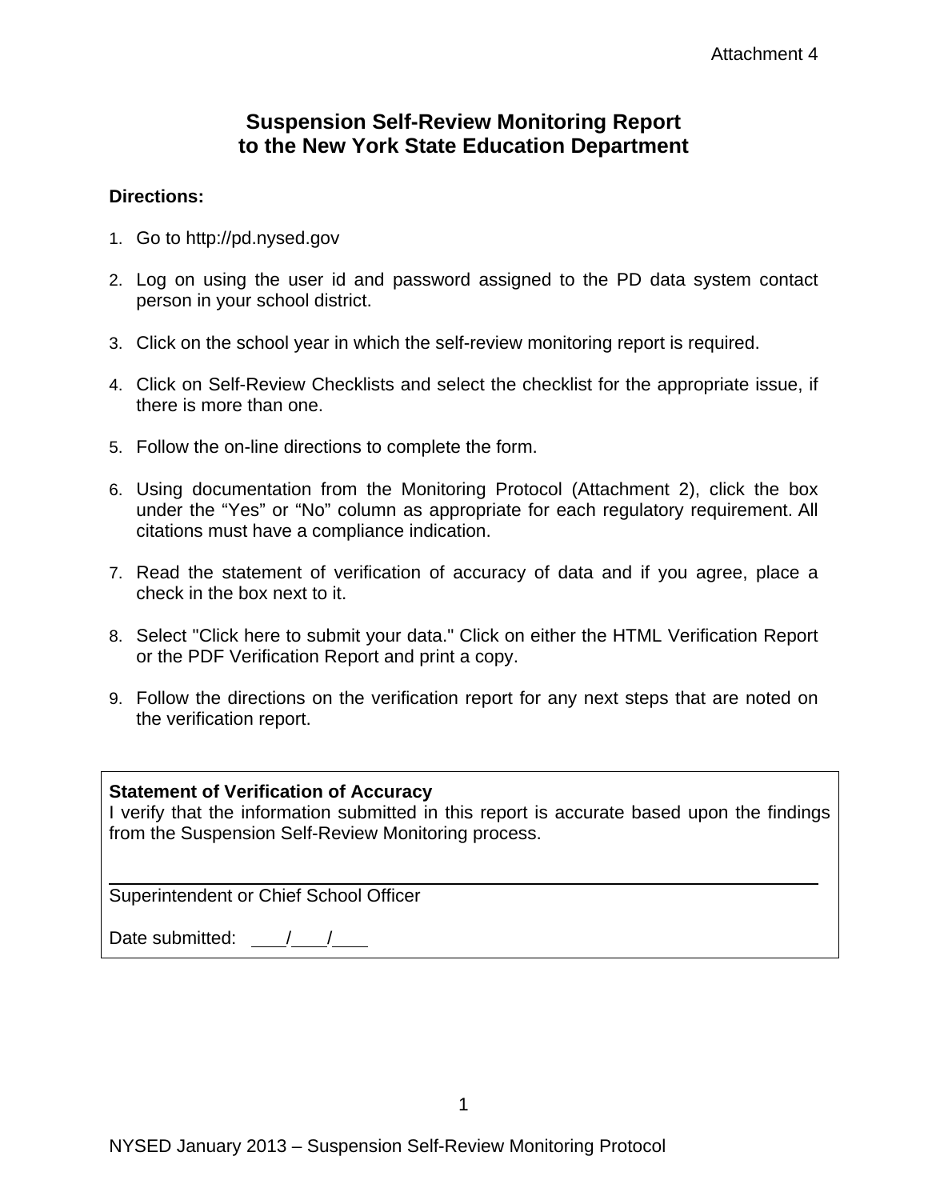Attachment 4

# Suspension Self-Review Monitoring Report to the New York State Education Department

**Directions:**

1. Go to http://pd.nysed.gov

2. Log on using the user id and password assigned to the PD data system contact person in your school district.

3. Click on the school year in which the self-review monitoring report is required.

4. Click on Self-Review Checklists and select the checklist for the appropriate issue, if there is more than one.

5. Follow the on-line directions to complete the form.

6. Using documentation from the Monitoring Protocol (Attachment 2), click the box under the "Yes" or "No" column as appropriate for each regulatory requirement. All citations must have a compliance indication.

7. Read the statement of verification of accuracy of data and if you agree, place a check in the box next to it.

8. Select "Click here to submit your data." Click on either the HTML Verification Report or the PDF Verification Report and print a copy.

9. Follow the directions on the verification report for any next steps that are noted on the verification report.

**Statement of Verification of Accuracy**
I verify that the information submitted in this report is accurate based upon the findings from the Suspension Self-Review Monitoring process.

_______________________________________________
Superintendent or Chief School Officer

Date submitted: ____/____/____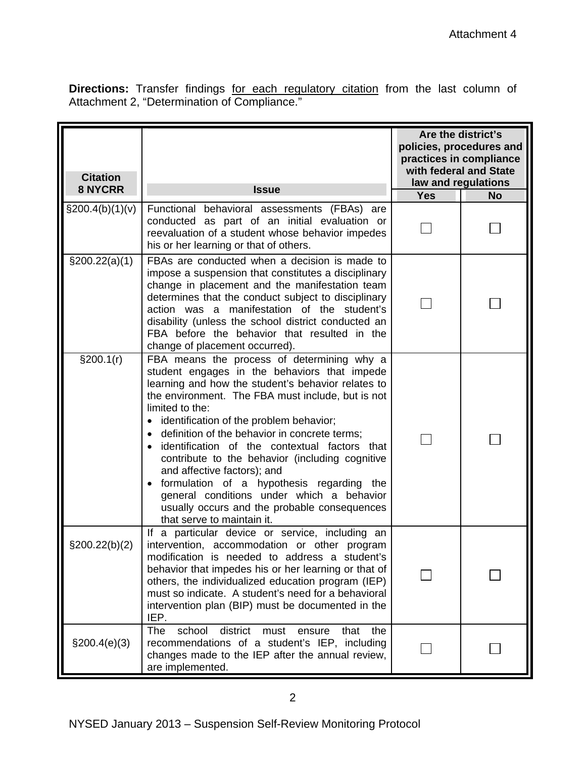Attachment 4

**Directions:** Transfer findings for each regulatory citation from the last column of Attachment 2, "Determination of Compliance."

| Citation 8 NYCRR | Issue | Are the district's policies, procedures and practices in compliance with federal and State law and regulations | |
|---|---|---|---|
| | | **Yes** | **No** |
| §200.4(b)(1)(v) | Functional behavioral assessments (FBAs) are conducted as part of an initial evaluation or reevaluation of a student whose behavior impedes his or her learning or that of others. | ☐ | ☐ |
| §200.22(a)(1) | FBAs are conducted when a decision is made to impose a suspension that constitutes a disciplinary change in placement and the manifestation team determines that the conduct subject to disciplinary action was a manifestation of the student's disability (unless the school district conducted an FBA before the behavior that resulted in the change of placement occurred). | ☐ | ☐ |
| §200.1(r) | FBA means the process of determining why a student engages in the behaviors that impede learning and how the student's behavior relates to the environment. The FBA must include, but is not limited to the: <br>• identification of the problem behavior; <br>• definition of the behavior in concrete terms; <br>• identification of the contextual factors that contribute to the behavior (including cognitive and affective factors); and <br>• formulation of a hypothesis regarding the general conditions under which a behavior usually occurs and the probable consequences that serve to maintain it. | ☐ | ☐ |
| §200.22(b)(2) | If a particular device or service, including an intervention, accommodation or other program modification is needed to address a student's behavior that impedes his or her learning or that of others, the individualized education program (IEP) must so indicate. A student's need for a behavioral intervention plan (BIP) must be documented in the IEP. | ☐ | ☐ |
| §200.4(e)(3) | The school district must ensure that the recommendations of a student's IEP, including changes made to the IEP after the annual review, are implemented. | ☐ | ☐ |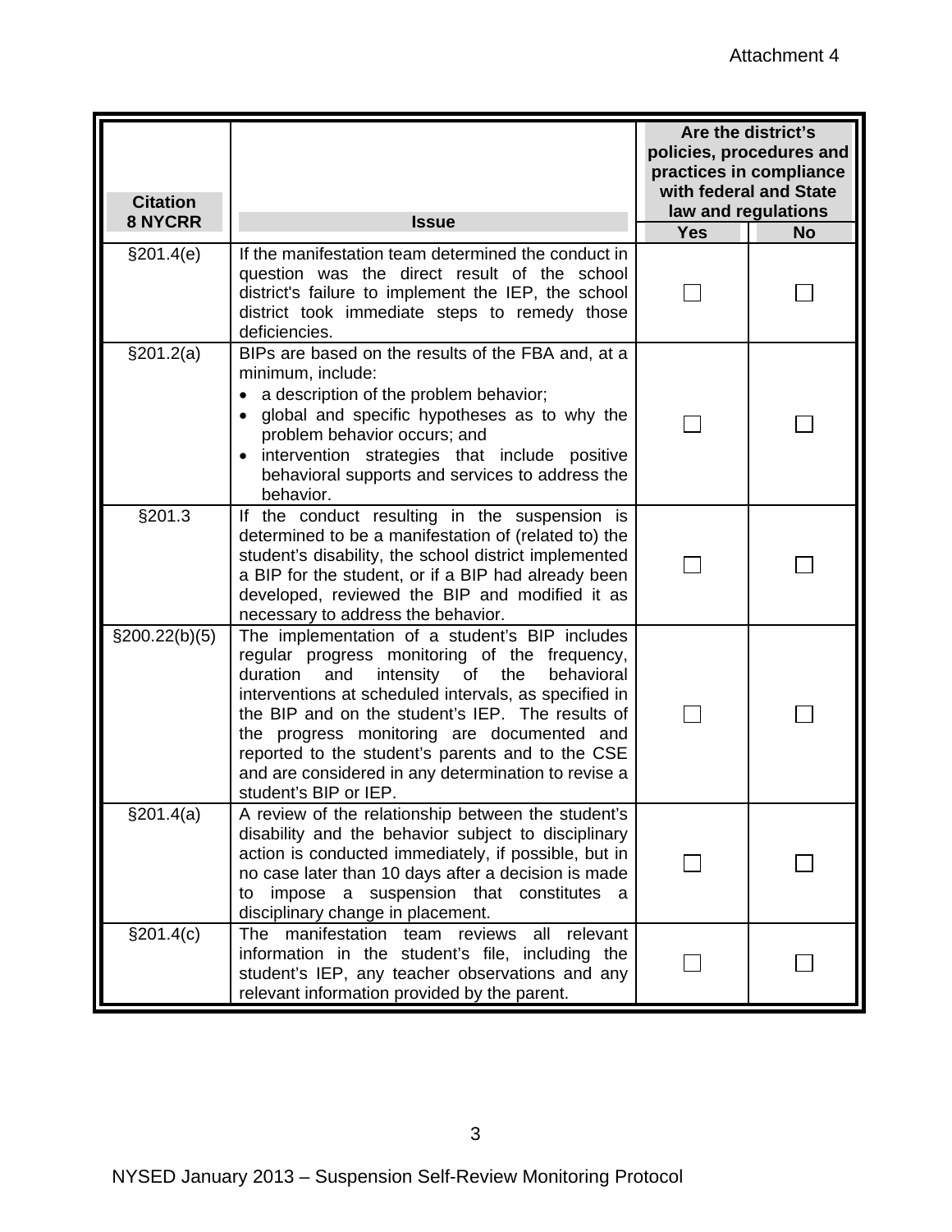Attachment 4

| Citation 8 NYCRR | Issue | Are the district's policies, procedures and practices in compliance with federal and State law and regulations | |
|---|---|---|---|
| | | Yes | No |
| §201.4(e) | If the manifestation team determined the conduct in question was the direct result of the school district's failure to implement the IEP, the school district took immediate steps to remedy those deficiencies. | ☐ | ☐ |
| §201.2(a) | BIPs are based on the results of the FBA and, at a minimum, include: <br>• a description of the problem behavior; <br>• global and specific hypotheses as to why the problem behavior occurs; and <br>• intervention strategies that include positive behavioral supports and services to address the behavior. | ☐ | ☐ |
| §201.3 | If the conduct resulting in the suspension is determined to be a manifestation of (related to) the student's disability, the school district implemented a BIP for the student, or if a BIP had already been developed, reviewed the BIP and modified it as necessary to address the behavior. | ☐ | ☐ |
| §200.22(b)(5) | The implementation of a student's BIP includes regular progress monitoring of the frequency, duration and intensity of the behavioral interventions at scheduled intervals, as specified in the BIP and on the student's IEP. The results of the progress monitoring are documented and reported to the student's parents and to the CSE and are considered in any determination to revise a student's BIP or IEP. | ☐ | ☐ |
| §201.4(a) | A review of the relationship between the student's disability and the behavior subject to disciplinary action is conducted immediately, if possible, but in no case later than 10 days after a decision is made to impose a suspension that constitutes a disciplinary change in placement. | ☐ | ☐ |
| §201.4(c) | The manifestation team reviews all relevant information in the student's file, including the student's IEP, any teacher observations and any relevant information provided by the parent. | ☐ | ☐ |

NYSED January 2013 – Suspension Self-Review Monitoring Protocol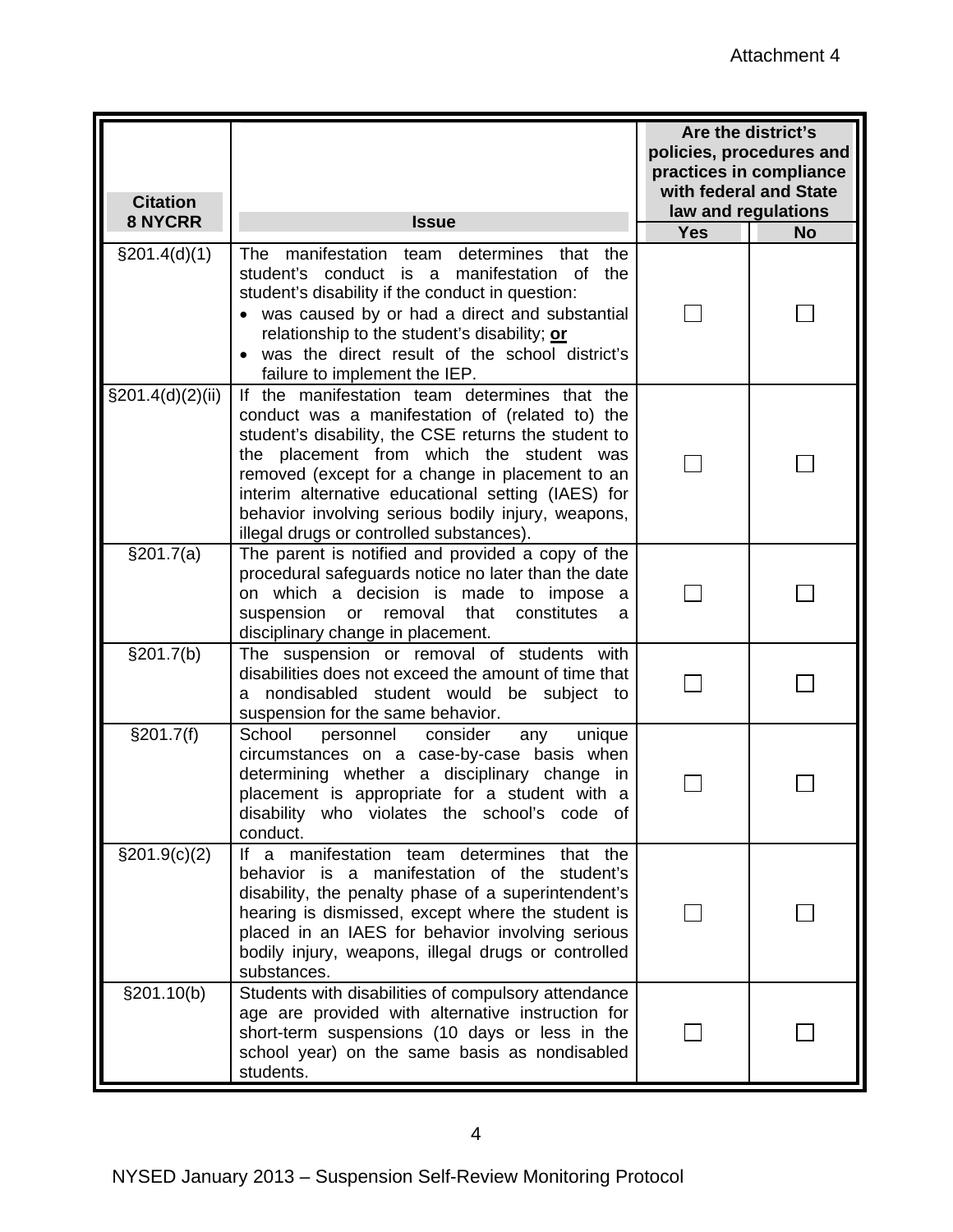Attachment 4

| Citation 8 NYCRR | Issue | Are the district's policies, procedures and practices in compliance with federal and State law and regulations | |
|---|---|---|---|
| | | Yes | No |
| §201.4(d)(1) | The manifestation team determines that the student's conduct is a manifestation of the student's disability if the conduct in question: • was caused by or had a direct and substantial relationship to the student's disability; **<u>or</u>** • was the direct result of the school district's failure to implement the IEP. | ☐ | ☐ |
| §201.4(d)(2)(ii) | If the manifestation team determines that the conduct was a manifestation of (related to) the student's disability, the CSE returns the student to the placement from which the student was removed (except for a change in placement to an interim alternative educational setting (IAES) for behavior involving serious bodily injury, weapons, illegal drugs or controlled substances). | ☐ | ☐ |
| §201.7(a) | The parent is notified and provided a copy of the procedural safeguards notice no later than the date on which a decision is made to impose a suspension or removal that constitutes a disciplinary change in placement. | ☐ | ☐ |
| §201.7(b) | The suspension or removal of students with disabilities does not exceed the amount of time that a nondisabled student would be subject to suspension for the same behavior. | ☐ | ☐ |
| §201.7(f) | School personnel consider any unique circumstances on a case-by-case basis when determining whether a disciplinary change in placement is appropriate for a student with a disability who violates the school's code of conduct. | ☐ | ☐ |
| §201.9(c)(2) | If a manifestation team determines that the behavior is a manifestation of the student's disability, the penalty phase of a superintendent's hearing is dismissed, except where the student is placed in an IAES for behavior involving serious bodily injury, weapons, illegal drugs or controlled substances. | ☐ | ☐ |
| §201.10(b) | Students with disabilities of compulsory attendance age are provided with alternative instruction for short-term suspensions (10 days or less in the school year) on the same basis as nondisabled students. | ☐ | ☐ |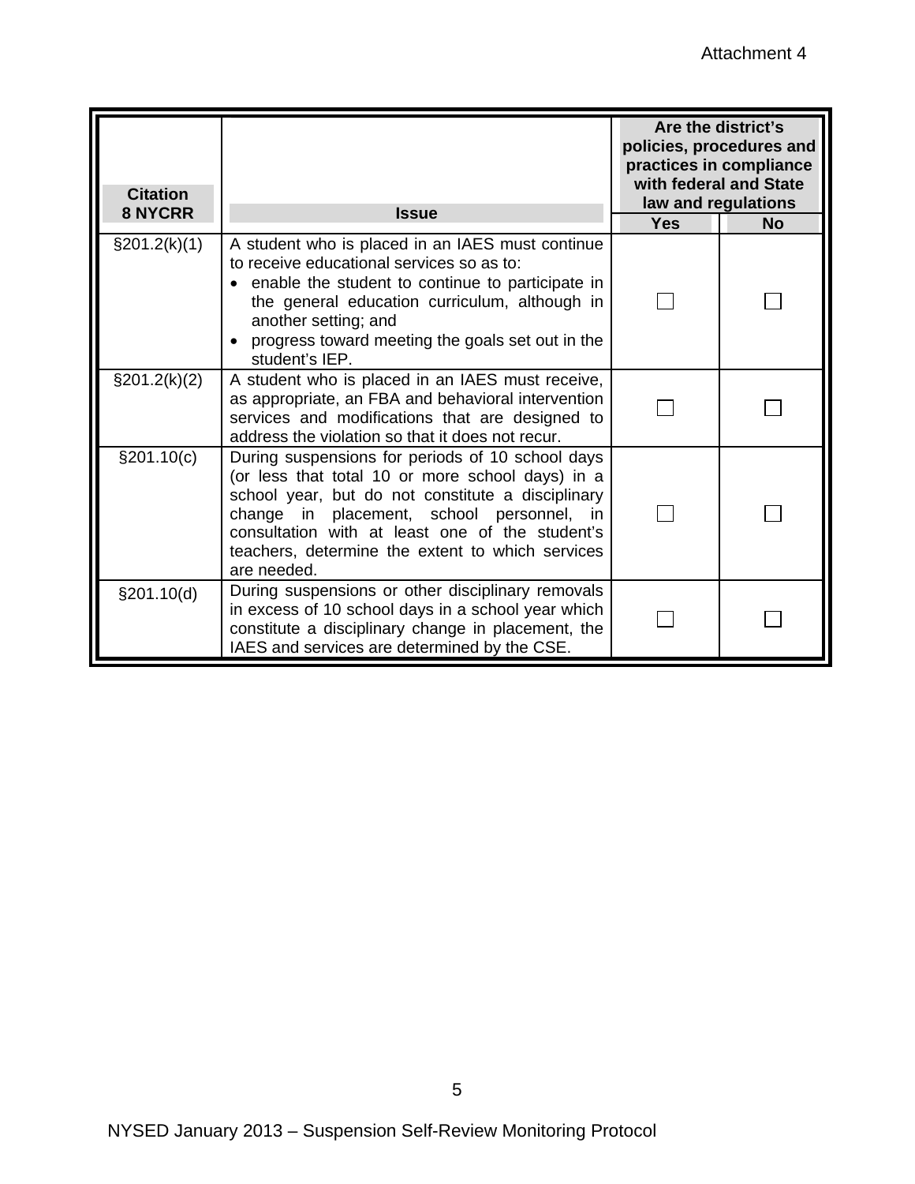Attachment 4

| Citation 8 NYCRR | Issue | Are the district's policies, procedures and practices in compliance with federal and State law and regulations | |
|---|---|---|---|
| | | Yes | No |
| §201.2(k)(1) | A student who is placed in an IAES must continue to receive educational services so as to: • enable the student to continue to participate in the general education curriculum, although in another setting; and • progress toward meeting the goals set out in the student's IEP. | ☐ | ☐ |
| §201.2(k)(2) | A student who is placed in an IAES must receive, as appropriate, an FBA and behavioral intervention services and modifications that are designed to address the violation so that it does not recur. | ☐ | ☐ |
| §201.10(c) | During suspensions for periods of 10 school days (or less that total 10 or more school days) in a school year, but do not constitute a disciplinary change in placement, school personnel, in consultation with at least one of the student's teachers, determine the extent to which services are needed. | ☐ | ☐ |
| §201.10(d) | During suspensions or other disciplinary removals in excess of 10 school days in a school year which constitute a disciplinary change in placement, the IAES and services are determined by the CSE. | ☐ | ☐ |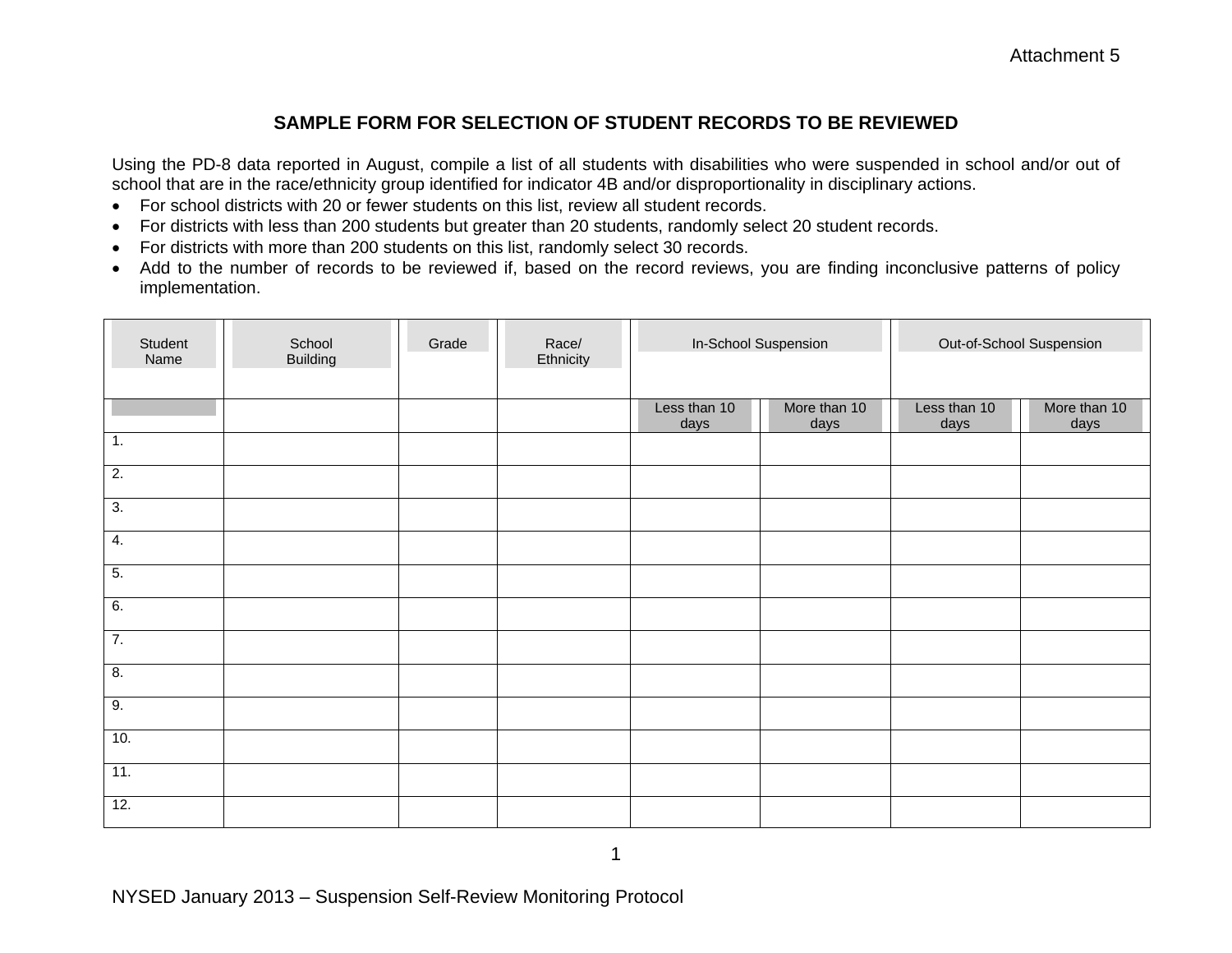Attachment 5

## SAMPLE FORM FOR SELECTION OF STUDENT RECORDS TO BE REVIEWED

Using the PD-8 data reported in August, compile a list of all students with disabilities who were suspended in school and/or out of school that are in the race/ethnicity group identified for indicator 4B and/or disproportionality in disciplinary actions.

- For school districts with 20 or fewer students on this list, review all student records.
- For districts with less than 200 students but greater than 20 students, randomly select 20 student records.
- For districts with more than 200 students on this list, randomly select 30 records.
- Add to the number of records to be reviewed if, based on the record reviews, you are finding inconclusive patterns of policy implementation.

| Student Name | School Building | Grade | Race/ Ethnicity | In-School Suspension | | Out-of-School Suspension | |
|---|---|---|---|---|---|---|---|
| | | | | Less than 10 days | More than 10 days | Less than 10 days | More than 10 days |
| 1. | | | | | | | |
| 2. | | | | | | | |
| 3. | | | | | | | |
| 4. | | | | | | | |
| 5. | | | | | | | |
| 6. | | | | | | | |
| 7. | | | | | | | |
| 8. | | | | | | | |
| 9. | | | | | | | |
| 10. | | | | | | | |
| 11. | | | | | | | |
| 12. | | | | | | | |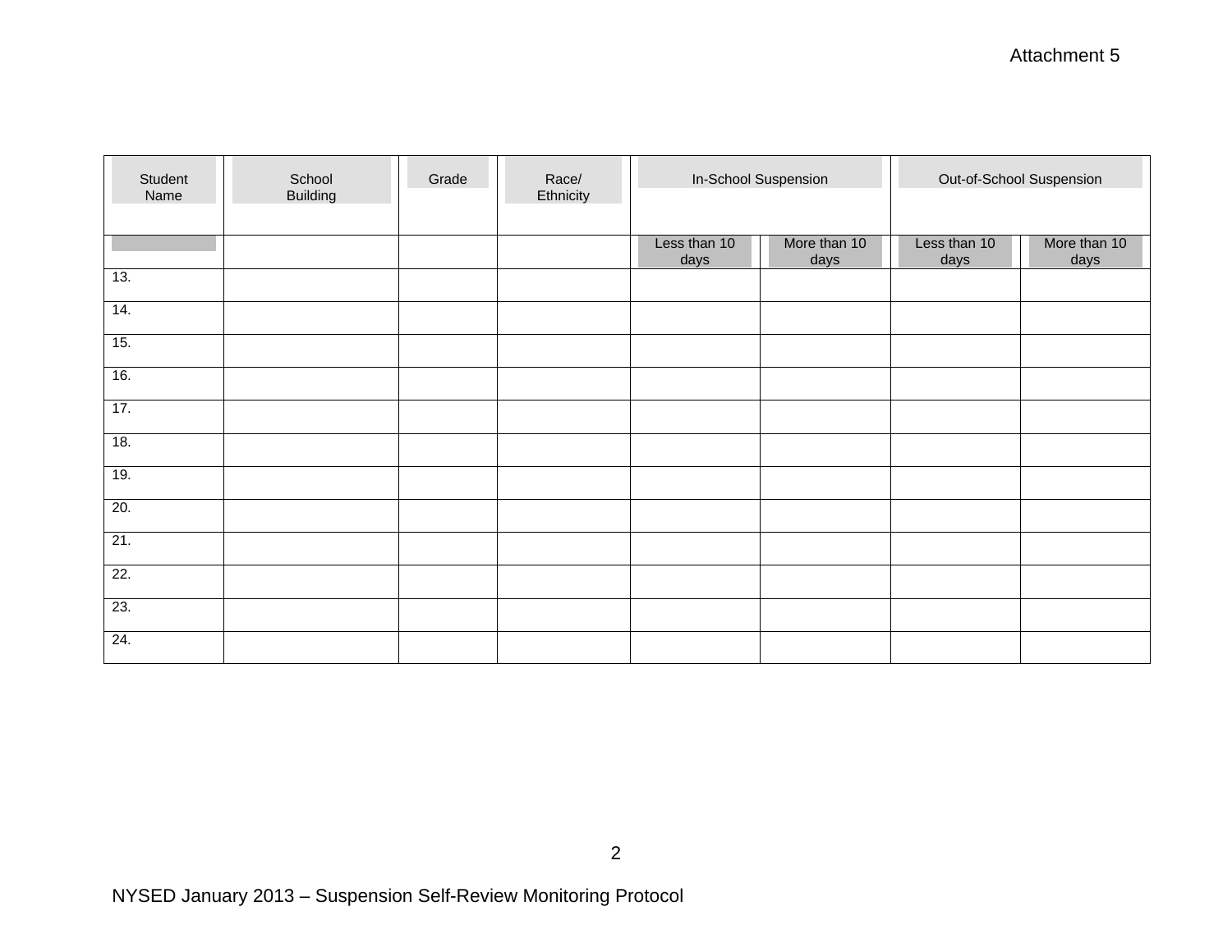Attachment 5

| Student Name | School Building | Grade | Race/ Ethnicity | In-School Suspension | | Out-of-School Suspension | |
|---|---|---|---|---|---|---|---|
| | | | | Less than 10 days | More than 10 days | Less than 10 days | More than 10 days |
| 13. | | | | | | | |
| 14. | | | | | | | |
| 15. | | | | | | | |
| 16. | | | | | | | |
| 17. | | | | | | | |
| 18. | | | | | | | |
| 19. | | | | | | | |
| 20. | | | | | | | |
| 21. | | | | | | | |
| 22. | | | | | | | |
| 23. | | | | | | | |
| 24. | | | | | | | |